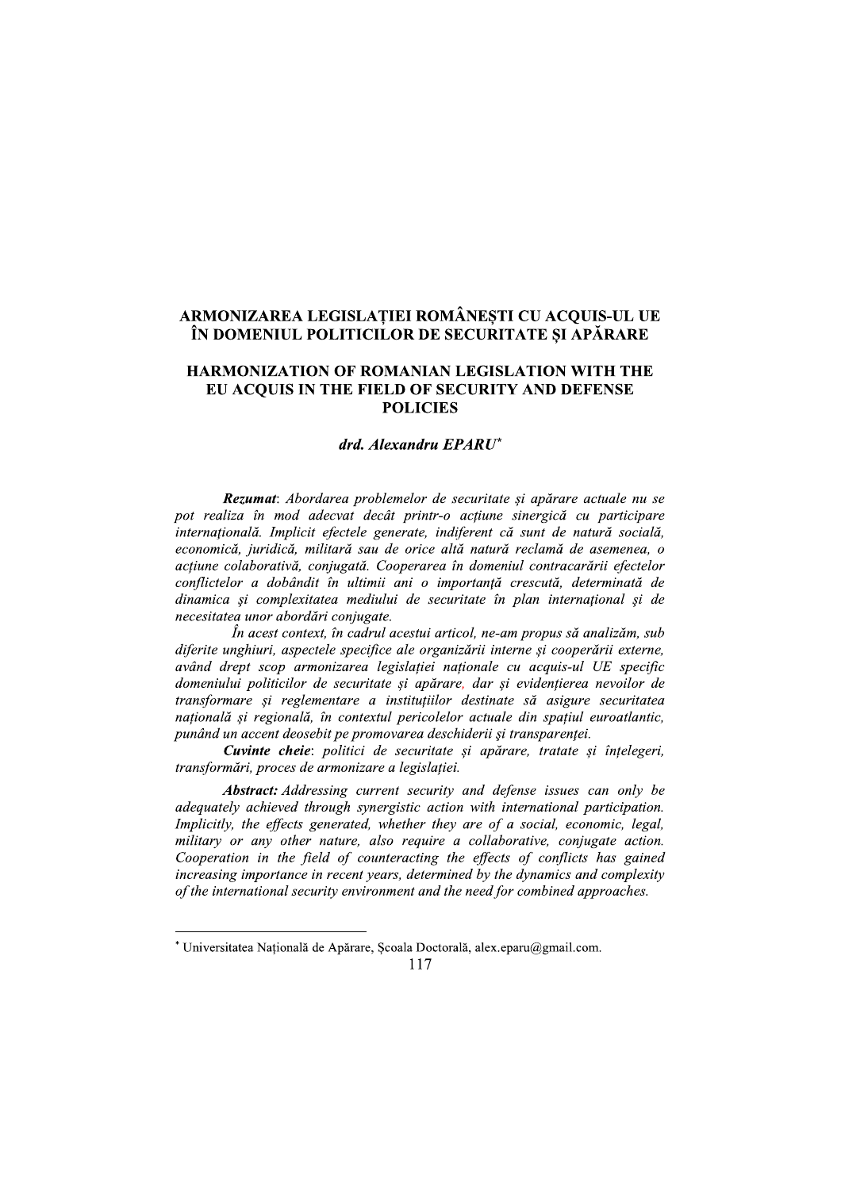# ARMONIZAREA LEGISLAȚIEI ROMÂNEȘTI CU ACQUIS-UL UE ÎN DOMENIUL POLITICILOR DE SECURITATE ȘI APĂRARE

# HARMONIZATION OF ROMANIAN LEGISLATION WITH THE EU ACQUIS IN THE FIELD OF SECURITY AND DEFENSE POLICIES

***drd. Alexandru EPARU****

***Rezumat***: *Abordarea problemelor de securitate și apărare actuale nu se pot realiza în mod adecvat decât printr-o acțiune sinergică cu participare internațională. Implicit efectele generate, indiferent că sunt de natură socială, economică, juridică, militară sau de orice altă natură reclamă de asemenea, o acțiune colaborativă, conjugată. Cooperarea în domeniul contracarării efectelor conflictelor a dobândit în ultimii ani o importanță crescută, determinată de dinamica și complexitatea mediului de securitate în plan internațional și de necesitatea unor abordări conjugate.*

*În acest context, în cadrul acestui articol, ne-am propus să analizăm, sub diferite unghiuri, aspectele specifice ale organizării interne și cooperării externe, având drept scop armonizarea legislației naționale cu acquis-ul UE specific domeniului politicilor de securitate și apărare, dar și evidențierea nevoilor de transformare și reglementare a instituțiilor destinate să asigure securitatea națională și regională, în contextul pericolelor actuale din spațiul euroatlantic, punând un accent deosebit pe promovarea deschiderii și transparenței.*

***Cuvinte cheie***: *politici de securitate și apărare, tratate și înțelegeri, transformări, proces de armonizare a legislației.*

***Abstract:*** *Addressing current security and defense issues can only be adequately achieved through synergistic action with international participation. Implicitly, the effects generated, whether they are of a social, economic, legal, military or any other nature, also require a collaborative, conjugate action. Cooperation in the field of counteracting the effects of conflicts has gained increasing importance in recent years, determined by the dynamics and complexity of the international security environment and the need for combined approaches.*

---

* Universitatea Națională de Apărare, Școala Doctorală, alex.eparu@gmail.com.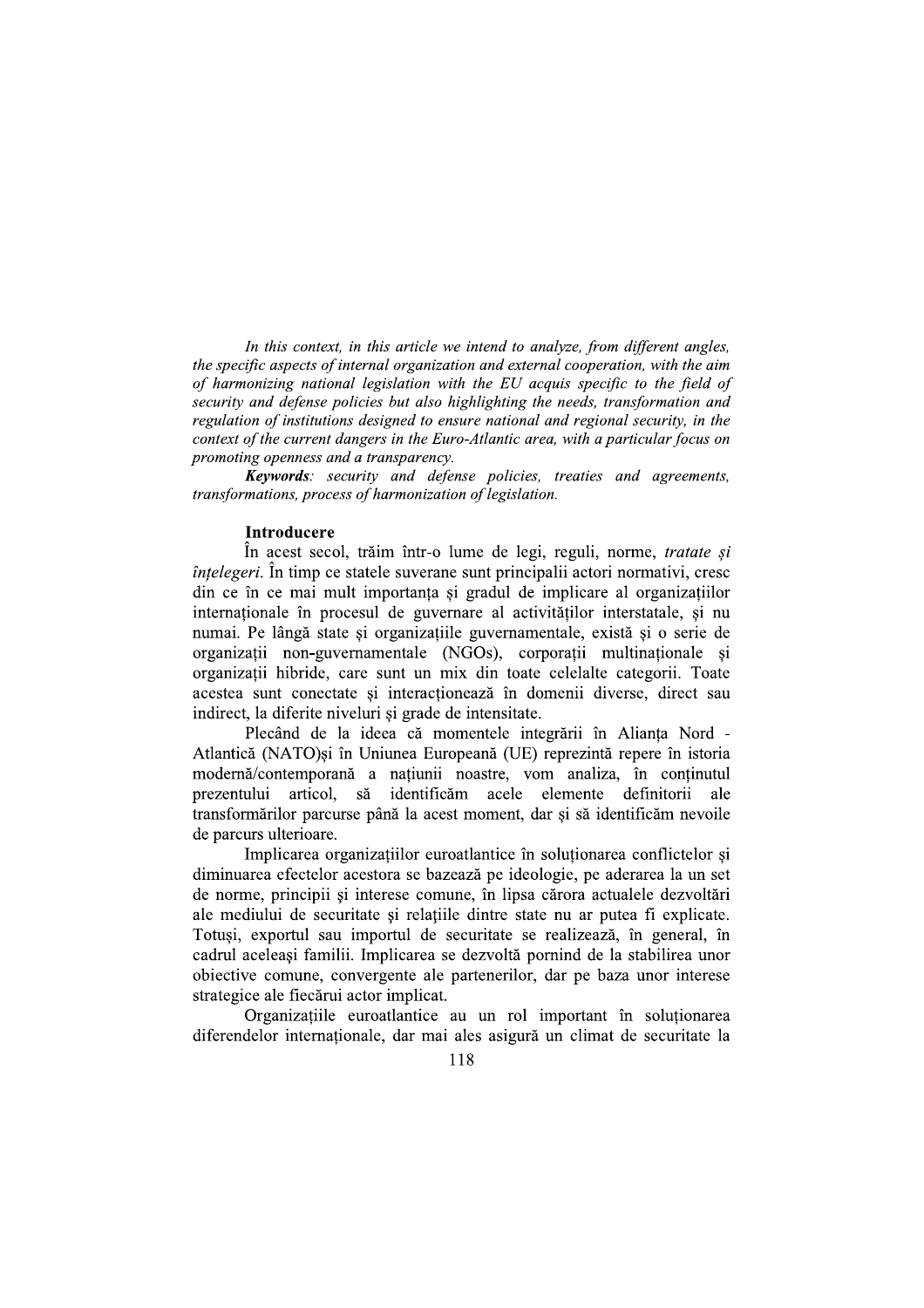*In this context, in this article we intend to analyze, from different angles, the specific aspects of internal organization and external cooperation, with the aim of harmonizing national legislation with the EU acquis specific to the field of security and defense policies but also highlighting the needs, transformation and regulation of institutions designed to ensure national and regional security, in the context of the current dangers in the Euro-Atlantic area, with a particular focus on promoting openness and a transparency.*

***Keywords**: security and defense policies, treaties and agreements, transformations, process of harmonization of legislation.*

## Introducere

În acest secol, trăim într-o lume de legi, reguli, norme, *tratate și înțelegeri*. În timp ce statele suverane sunt principalii actori normativi, cresc din ce în ce mai mult importanța și gradul de implicare al organizațiilor internaționale în procesul de guvernare al activităților interstatale, și nu numai. Pe lângă state și organizațiile guvernamentale, există și o serie de organizații non-guvernamentale (NGOs), corporații multinaționale și organizații hibride, care sunt un mix din toate celelalte categorii. Toate acestea sunt conectate și interacționează în domenii diverse, direct sau indirect, la diferite niveluri și grade de intensitate.

Plecând de la ideea că momentele integrării în Alianța Nord - Atlantică (NATO)și în Uniunea Europeană (UE) reprezintă repere în istoria modernă/contemporană a națiunii noastre, vom analiza, în conținutul prezentului articol, să identificăm acele elemente definitorii ale transformărilor parcurse până la acest moment, dar și să identificăm nevoile de parcurs ulterioare.

Implicarea organizațiilor euroatlantice în soluționarea conflictelor și diminuarea efectelor acestora se bazează pe ideologie, pe aderarea la un set de norme, principii și interese comune, în lipsa cărora actualele dezvoltări ale mediului de securitate și relațiile dintre state nu ar putea fi explicate. Totuși, exportul sau importul de securitate se realizează, în general, în cadrul aceleași familii. Implicarea se dezvoltă pornind de la stabilirea unor obiective comune, convergente ale partenerilor, dar pe baza unor interese strategice ale fiecărui actor implicat.

Organizațiile euroatlantice au un rol important în soluționarea diferendelor internaționale, dar mai ales asigură un climat de securitate la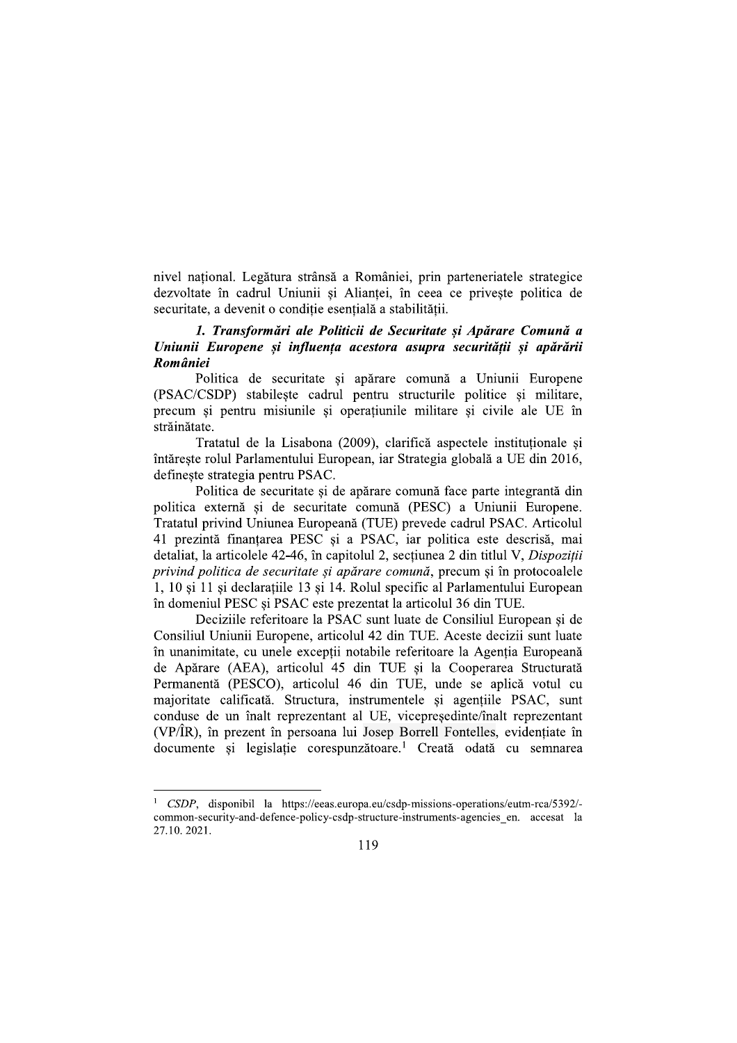nivel național. Legătura strânsă a României, prin parteneriatele strategice dezvoltate în cadrul Uniunii și Alianței, în ceea ce privește politica de securitate, a devenit o condiție esențială a stabilității.

### *1. Transformări ale Politicii de Securitate și Apărare Comună a Uniunii Europene și influența acestora asupra securității și apărării României*

Politica de securitate și apărare comună a Uniunii Europene (PSAC/CSDP) stabilește cadrul pentru structurile politice și militare, precum și pentru misiunile și operațiunile militare și civile ale UE în străinătate.

Tratatul de la Lisabona (2009), clarifică aspectele instituționale și întărește rolul Parlamentului European, iar Strategia globală a UE din 2016, definește strategia pentru PSAC.

Politica de securitate și de apărare comună face parte integrantă din politica externă și de securitate comună (PESC) a Uniunii Europene. Tratatul privind Uniunea Europeană (TUE) prevede cadrul PSAC. Articolul 41 prezintă finanțarea PESC și a PSAC, iar politica este descrisă, mai detaliat, la articolele 42-46, în capitolul 2, secțiunea 2 din titlul V, *Dispoziții privind politica de securitate și apărare comună*, precum și în protocoalele 1, 10 și 11 și declarațiile 13 și 14. Rolul specific al Parlamentului European în domeniul PESC și PSAC este prezentat la articolul 36 din TUE.

Deciziile referitoare la PSAC sunt luate de Consiliul European și de Consiliul Uniunii Europene, articolul 42 din TUE. Aceste decizii sunt luate în unanimitate, cu unele excepții notabile referitoare la Agenția Europeană de Apărare (AEA), articolul 45 din TUE și la Cooperarea Structurată Permanentă (PESCO), articolul 46 din TUE, unde se aplică votul cu majoritate calificată. Structura, instrumentele și agențiile PSAC, sunt conduse de un înalt reprezentant al UE, vicepreședinte/înalt reprezentant (VP/ÎR), în prezent în persoana lui Josep Borrell Fontelles, evidențiate în documente și legislație corespunzătoare.[1] Creată odată cu semnarea

---

[1] *CSDP*, disponibil la https://eeas.europa.eu/csdp-missions-operations/eutm-rca/5392/-common-security-and-defence-policy-csdp-structure-instruments-agencies_en. accesat la 27.10. 2021.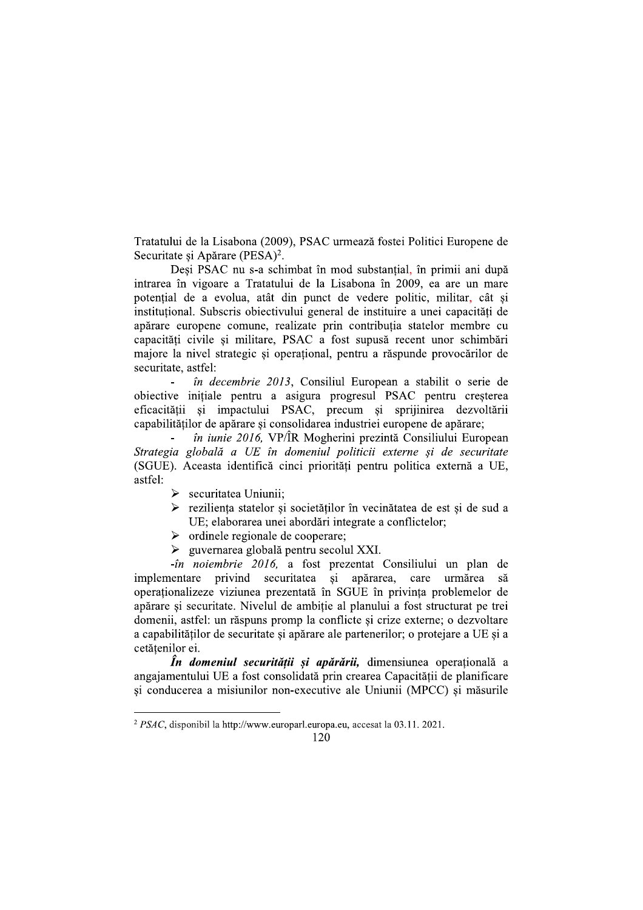Tratatului de la Lisabona (2009), PSAC urmează fostei Politici Europene de Securitate și Apărare (PESA)[2].

Deși PSAC nu s-a schimbat în mod substanțial, în primii ani după intrarea în vigoare a Tratatului de la Lisabona în 2009, ea are un mare potențial de a evolua, atât din punct de vedere politic, militar, cât și instituțional. Subscris obiectivului general de instituire a unei capacități de apărare europene comune, realizate prin contribuția statelor membre cu capacități civile și militare, PSAC a fost supusă recent unor schimbări majore la nivel strategic și operațional, pentru a răspunde provocărilor de securitate, astfel:

- *în decembrie 2013*, Consiliul European a stabilit o serie de obiective inițiale pentru a asigura progresul PSAC pentru creșterea eficacității și impactului PSAC, precum și sprijinirea dezvoltării capabilităților de apărare și consolidarea industriei europene de apărare;
- *în iunie 2016,* VP/ÎR Mogherini prezintă Consiliului European *Strategia globală a UE în domeniul politicii externe și de securitate* (SGUE). Aceasta identifică cinci priorități pentru politica externă a UE, astfel:
  - securitatea Uniunii;
  - reziliența statelor și societăților în vecinătatea de est și de sud a UE; elaborarea unei abordări integrate a conflictelor;
  - ordinele regionale de cooperare;
  - guvernarea globală pentru secolul XXI.

-*în noiembrie 2016,* a fost prezentat Consiliului un plan de implementare privind securitatea și apărarea, care urmărea să operaționalizeze viziunea prezentată în SGUE în privința problemelor de apărare și securitate. Nivelul de ambiție al planului a fost structurat pe trei domenii, astfel: un răspuns promp la conflicte și crize externe; o dezvoltare a capabilităților de securitate și apărare ale partenerilor; o protejare a UE și a cetățenilor ei.

***În domeniul securității și apărării,*** dimensiunea operațională a angajamentului UE a fost consolidată prin crearea Capacității de planificare și conducerea a misiunilor non-executive ale Uniunii (MPCC) și măsurile

---

[2] *PSAC*, disponibil la http://www.europarl.europa.eu, accesat la 03.11. 2021.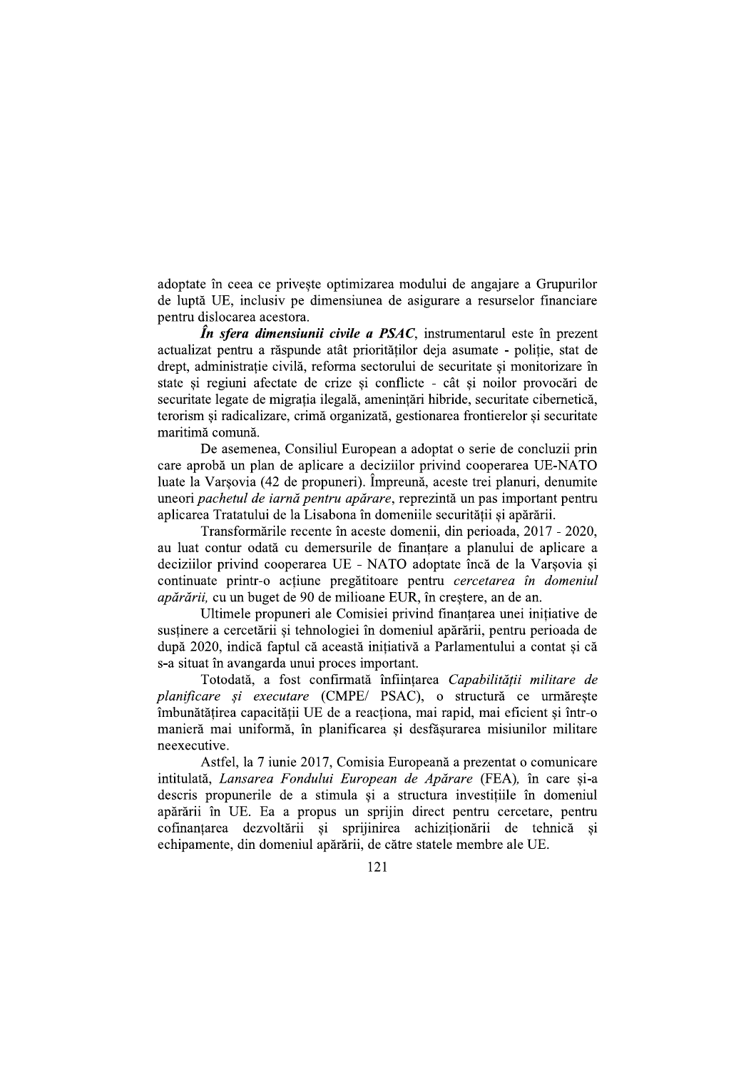adoptate în ceea ce privește optimizarea modului de angajare a Grupurilor de luptă UE, inclusiv pe dimensiunea de asigurare a resurselor financiare pentru dislocarea acestora.

***În sfera dimensiunii civile a PSAC***, instrumentarul este în prezent actualizat pentru a răspunde atât priorităților deja asumate - poliție, stat de drept, administrație civilă, reforma sectorului de securitate și monitorizare în state și regiuni afectate de crize și conflicte - cât și noilor provocări de securitate legate de migrația ilegală, amenințări hibride, securitate cibernetică, terorism și radicalizare, crimă organizată, gestionarea frontierelor și securitate maritimă comună.

De asemenea, Consiliul European a adoptat o serie de concluzii prin care aprobă un plan de aplicare a deciziilor privind cooperarea UE-NATO luate la Varșovia (42 de propuneri). Împreună, aceste trei planuri, denumite uneori *pachetul de iarnă pentru apărare*, reprezintă un pas important pentru aplicarea Tratatului de la Lisabona în domeniile securității și apărării.

Transformările recente în aceste domenii, din perioada, 2017 - 2020, au luat contur odată cu demersurile de finanțare a planului de aplicare a deciziilor privind cooperarea UE - NATO adoptate încă de la Varșovia și continuate printr-o acțiune pregătitoare pentru *cercetarea în domeniul apărării,* cu un buget de 90 de milioane EUR, în creștere, an de an.

Ultimele propuneri ale Comisiei privind finanțarea unei inițiative de susținere a cercetării și tehnologiei în domeniul apărării, pentru perioada de după 2020, indică faptul că această inițiativă a Parlamentului a contat și că s-a situat în avangarda unui proces important.

Totodată, a fost confirmată înființarea *Capabilității militare de planificare și executare* (CMPE/ PSAC), o structură ce urmărește îmbunătățirea capacității UE de a reacționa, mai rapid, mai eficient și într-o manieră mai uniformă, în planificarea și desfășurarea misiunilor militare neexecutive.

Astfel, la 7 iunie 2017, Comisia Europeană a prezentat o comunicare intitulată, *Lansarea Fondului European de Apărare* (FEA)*,* în care și-a descris propunerile de a stimula și a structura investițiile în domeniul apărării în UE. Ea a propus un sprijin direct pentru cercetare, pentru cofinanțarea dezvoltării și sprijinirea achiziționării de tehnică și echipamente, din domeniul apărării, de către statele membre ale UE.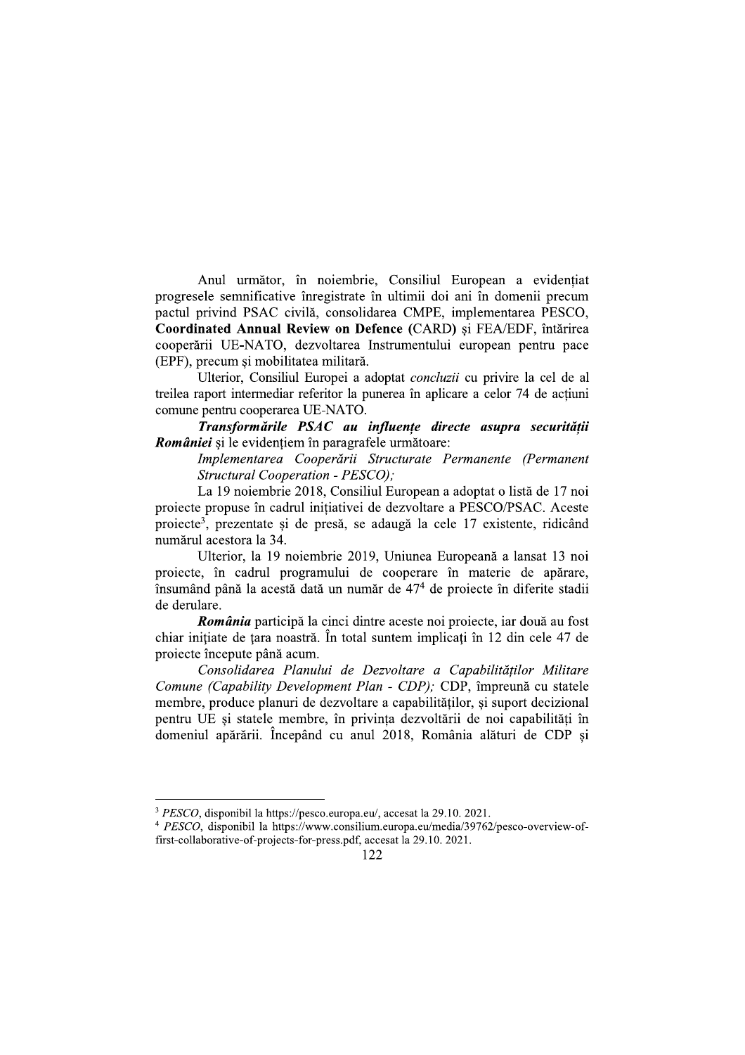Anul următor, în noiembrie, Consiliul European a evidențiat progresele semnificative înregistrate în ultimii doi ani în domenii precum pactul privind PSAC civilă, consolidarea CMPE, implementarea PESCO, **Coordinated Annual Review on Defence** (CARD) și FEA/EDF, întărirea cooperării UE-NATO, dezvoltarea Instrumentului european pentru pace (EPF), precum și mobilitatea militară.

Ulterior, Consiliul Europei a adoptat *concluzii* cu privire la cel de al treilea raport intermediar referitor la punerea în aplicare a celor 74 de acțiuni comune pentru cooperarea UE-NATO.

***Transformările PSAC au influențe directe asupra securității României*** și le evidențiem în paragrafele următoare:

*Implementarea Cooperării Structurate Permanente (Permanent Structural Cooperation - PESCO);*

La 19 noiembrie 2018, Consiliul European a adoptat o listă de 17 noi proiecte propuse în cadrul inițiativei de dezvoltare a PESCO/PSAC. Aceste proiecte[3], prezentate și de presă, se adaugă la cele 17 existente, ridicând numărul acestora la 34.

Ulterior, la 19 noiembrie 2019, Uniunea Europeană a lansat 13 noi proiecte, în cadrul programului de cooperare în materie de apărare, însumând până la acestă dată un număr de 47[4] de proiecte în diferite stadii de derulare.

***România*** participă la cinci dintre aceste noi proiecte, iar două au fost chiar inițiate de țara noastră. În total suntem implicați în 12 din cele 47 de proiecte începute până acum.

*Consolidarea Planului de Dezvoltare a Capabilităților Militare Comune (Capability Development Plan - CDP);* CDP, împreună cu statele membre, produce planuri de dezvoltare a capabilităților, și suport decizional pentru UE și statele membre, în privința dezvoltării de noi capabilități în domeniul apărării. Începând cu anul 2018, România alături de CDP și

---

[3] *PESCO*, disponibil la https://pesco.europa.eu/, accesat la 29.10. 2021.

[4] *PESCO*, disponibil la https://www.consilium.europa.eu/media/39762/pesco-overview-of-first-collaborative-of-projects-for-press.pdf, accesat la 29.10. 2021.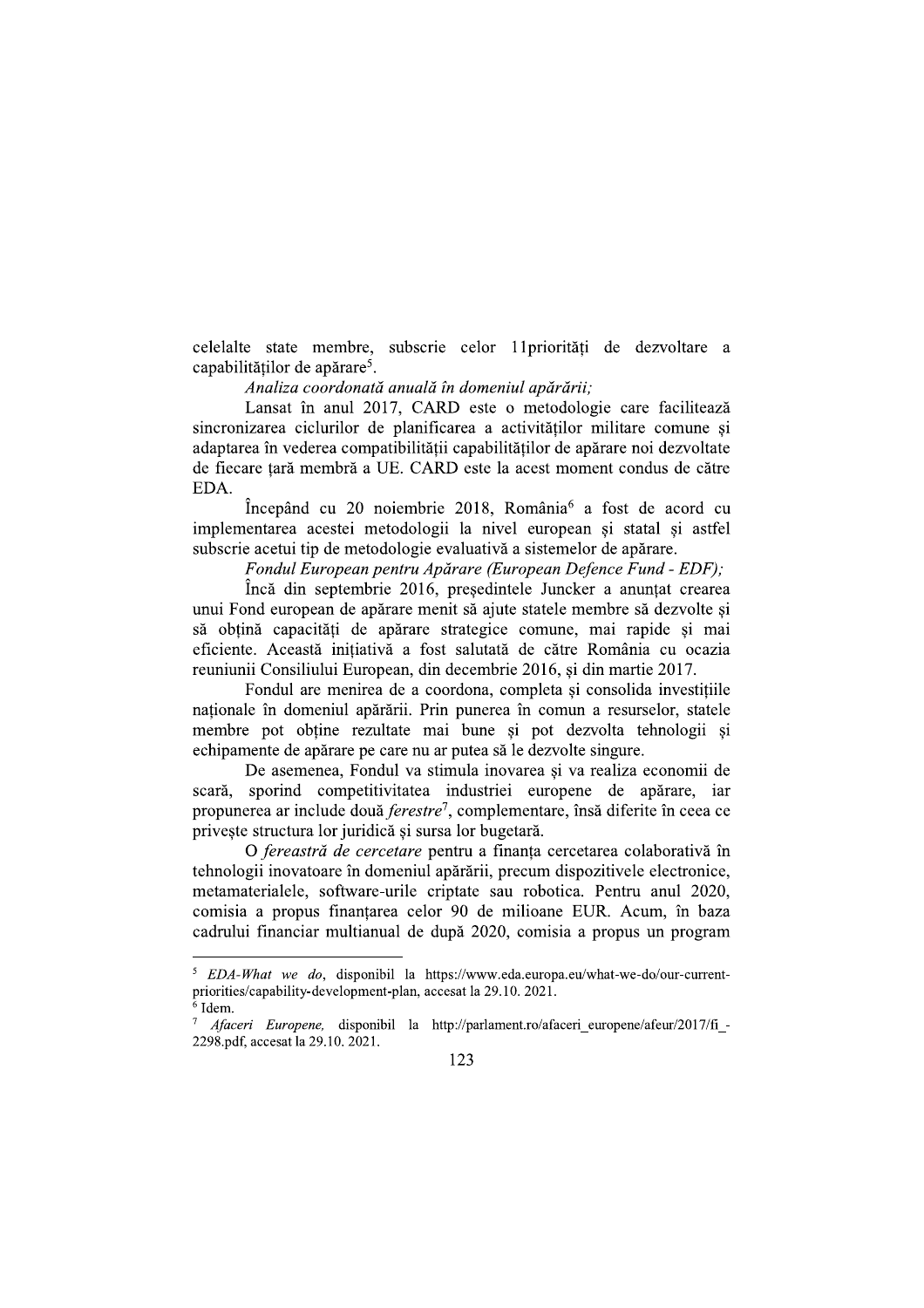celelalte state membre, subscrie celor 11priorități de dezvoltare a capabilităților de apărare[5].

*Analiza coordonată anuală în domeniul apărării;*

Lansat în anul 2017, CARD este o metodologie care facilitează sincronizarea ciclurilor de planificarea a activităților militare comune și adaptarea în vederea compatibilității capabilităților de apărare noi dezvoltate de fiecare țară membră a UE. CARD este la acest moment condus de către EDA.

Începând cu 20 noiembrie 2018, România[6] a fost de acord cu implementarea acestei metodologii la nivel european și statal și astfel subscrie acetui tip de metodologie evaluativă a sistemelor de apărare.

*Fondul European pentru Apărare (European Defence Fund - EDF);*

Încă din septembrie 2016, președintele Juncker a anunțat crearea unui Fond european de apărare menit să ajute statele membre să dezvolte și să obțină capacități de apărare strategice comune, mai rapide și mai eficiente. Această inițiativă a fost salutată de către România cu ocazia reuniunii Consiliului European, din decembrie 2016, și din martie 2017.

Fondul are menirea de a coordona, completa și consolida investițiile naționale în domeniul apărării. Prin punerea în comun a resurselor, statele membre pot obține rezultate mai bune și pot dezvolta tehnologii și echipamente de apărare pe care nu ar putea să le dezvolte singure.

De asemenea, Fondul va stimula inovarea și va realiza economii de scară, sporind competitivitatea industriei europene de apărare, iar propunerea ar include două *ferestre*[7], complementare, însă diferite în ceea ce privește structura lor juridică și sursa lor bugetară.

O *fereastră de cercetare* pentru a finanța cercetarea colaborativă în tehnologii inovatoare în domeniul apărării, precum dispozitivele electronice, metamaterialele, software-urile criptate sau robotica. Pentru anul 2020, comisia a propus finanțarea celor 90 de milioane EUR. Acum, în baza cadrului financiar multianual de după 2020, comisia a propus un program

---

[5] *EDA-What we do*, disponibil la https://www.eda.europa.eu/what-we-do/our-current-priorities/capability-development-plan, accesat la 29.10. 2021.

[6] Idem.

[7] *Afaceri Europene,* disponibil la http://parlament.ro/afaceri_europene/afeur/2017/fi_-2298.pdf, accesat la 29.10. 2021.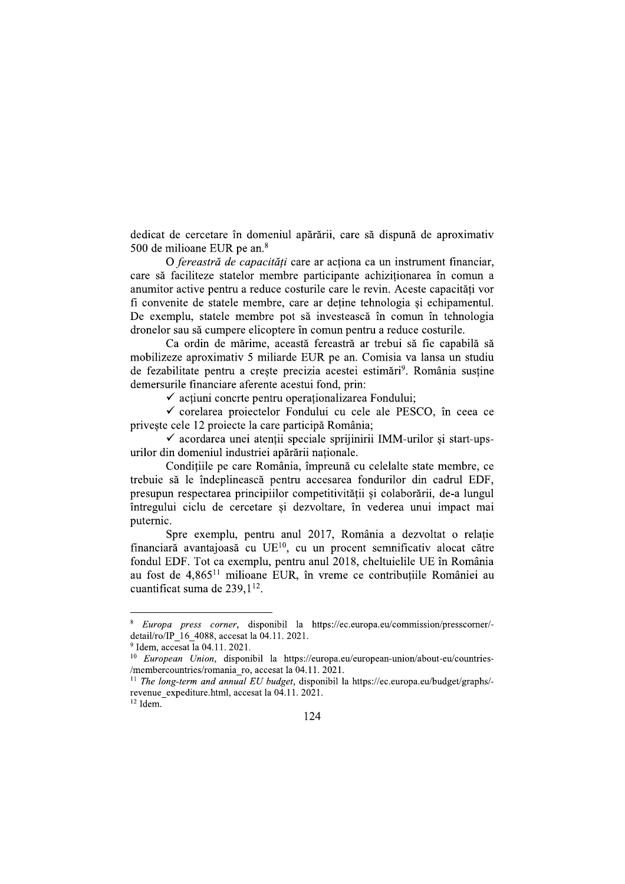dedicat de cercetare în domeniul apărării, care să dispună de aproximativ 500 de milioane EUR pe an.[8]

O *fereastră de capacități* care ar acționa ca un instrument financiar, care să faciliteze statelor membre participante achiziționarea în comun a anumitor active pentru a reduce costurile care le revin. Aceste capacități vor fi convenite de statele membre, care ar deține tehnologia și echipamentul. De exemplu, statele membre pot să investească în comun în tehnologia dronelor sau să cumpere elicoptere în comun pentru a reduce costurile.

Ca ordin de mărime, această fereastră ar trebui să fie capabilă să mobilizeze aproximativ 5 miliarde EUR pe an. Comisia va lansa un studiu de fezabilitate pentru a crește precizia acestei estimări[9]. România susține demersurile financiare aferente acestui fond, prin:

- ✓ acțiuni concrte pentru operaționalizarea Fondului;
- ✓ corelarea proiectelor Fondului cu cele ale PESCO, în ceea ce privește cele 12 proiecte la care participă România;
- ✓ acordarea unei atenții speciale sprijinirii IMM-urilor și start-ups-urilor din domeniul industriei apărării naționale.

Condițiile pe care România, împreună cu celelalte state membre, ce trebuie să le îndeplinească pentru accesarea fondurilor din cadrul EDF, presupun respectarea principiilor competitivității și colaborării, de-a lungul întregului ciclu de cercetare și dezvoltare, în vederea unui impact mai puternic.

Spre exemplu, pentru anul 2017, România a dezvoltat o relație financiară avantajoasă cu UE[10], cu un procent semnificativ alocat către fondul EDF. Tot ca exemplu, pentru anul 2018, cheltuielile UE în România au fost de 4,865[11] milioane EUR, în vreme ce contribuțiile României au cuantificat suma de 239,1[12].

---

[8] *Europa press corner*, disponibil la https://ec.europa.eu/commission/presscorner/-detail/ro/IP_16_4088, accesat la 04.11. 2021.

[9] Idem, accesat la 04.11. 2021.

[10] *European Union*, disponibil la https://europa.eu/european-union/about-eu/countries-/membercountries/romania_ro, accesat la 04.11. 2021.

[11] *The long-term and annual EU budget*, disponibil la https://ec.europa.eu/budget/graphs/-revenue_expediture.html, accesat la 04.11. 2021.

[12] Idem.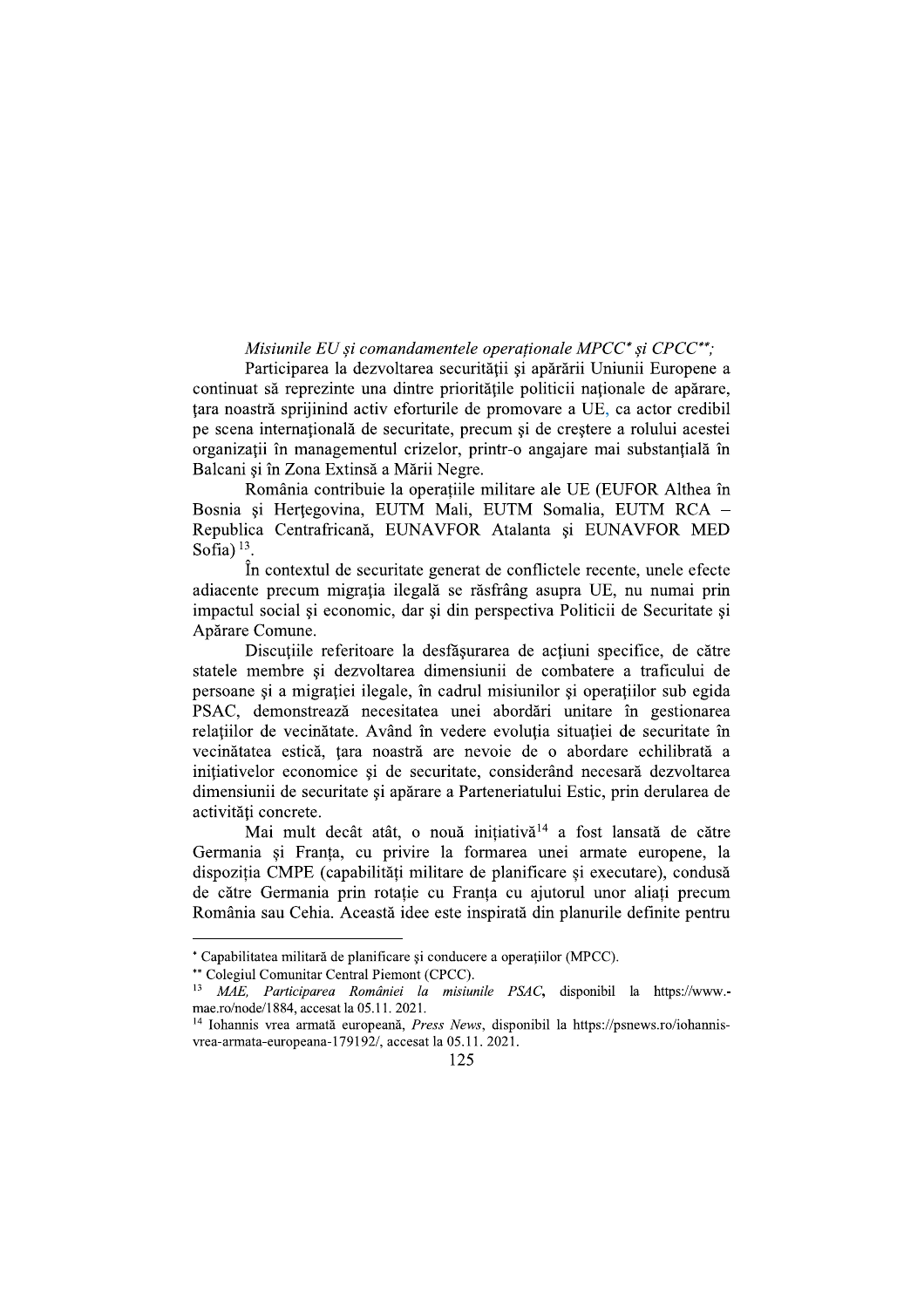*Misiunile EU și comandamentele operaționale MPCC\* și CPCC\*\*;*

Participarea la dezvoltarea securității și apărării Uniunii Europene a continuat să reprezinte una dintre prioritățile politicii naționale de apărare, țara noastră sprijinind activ eforturile de promovare a UE, ca actor credibil pe scena internațională de securitate, precum și de creștere a rolului acestei organizații în managementul crizelor, printr-o angajare mai substanțială în Balcani și în Zona Extinsă a Mării Negre.

România contribuie la operațiile militare ale UE (EUFOR Althea în Bosnia și Herțegovina, EUTM Mali, EUTM Somalia, EUTM RCA – Republica Centrafricană, EUNAVFOR Atalanta și EUNAVFOR MED Sofia) [13].

În contextul de securitate generat de conflictele recente, unele efecte adiacente precum migrația ilegală se răsfrâng asupra UE, nu numai prin impactul social și economic, dar și din perspectiva Politicii de Securitate și Apărare Comune.

Discuțiile referitoare la desfășurarea de acțiuni specifice, de către statele membre și dezvoltarea dimensiunii de combatere a traficului de persoane și a migrației ilegale, în cadrul misiunilor și operațiilor sub egida PSAC, demonstrează necesitatea unei abordări unitare în gestionarea relațiilor de vecinătate. Având în vedere evoluția situației de securitate în vecinătatea estică, țara noastră are nevoie de o abordare echilibrată a inițiativelor economice și de securitate, considerând necesară dezvoltarea dimensiunii de securitate și apărare a Parteneriatului Estic, prin derularea de activități concrete.

Mai mult decât atât, o nouă inițiativă[14] a fost lansată de către Germania și Franța, cu privire la formarea unei armate europene, la dispoziția CMPE (capabilități militare de planificare și executare), condusă de către Germania prin rotație cu Franța cu ajutorul unor aliați precum România sau Cehia. Această idee este inspirată din planurile definite pentru

---

\* Capabilitatea militară de planificare și conducere a operațiilor (MPCC).

\*\* Colegiul Comunitar Central Piemont (CPCC).

[13] *MAE, Participarea României la misiunile PSAC*, disponibil la https://www.-mae.ro/node/1884, accesat la 05.11. 2021.

[14] Iohannis vrea armată europeană, *Press News*, disponibil la https://psnews.ro/iohannis-vrea-armata-europeana-179192/, accesat la 05.11. 2021.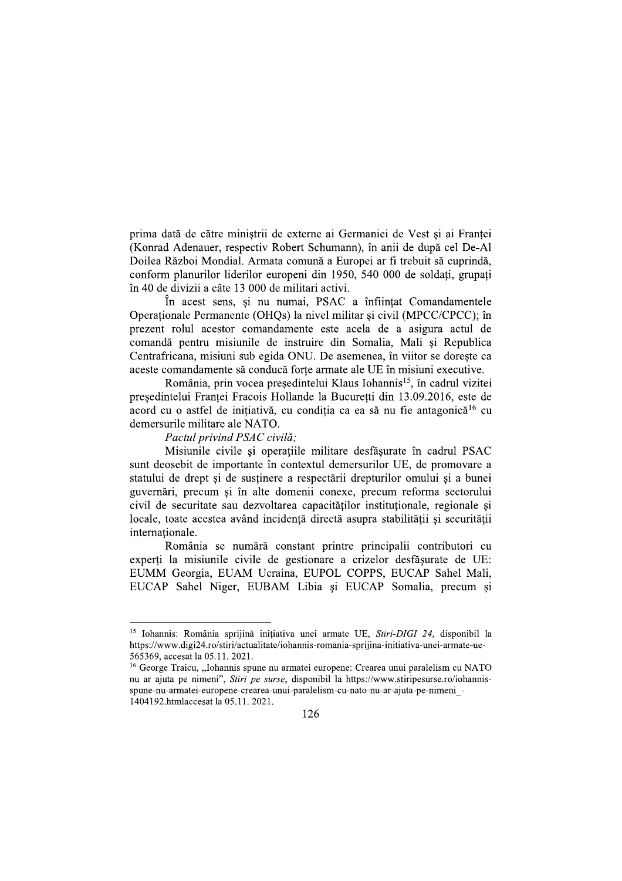prima dată de către miniștrii de externe ai Germaniei de Vest și ai Franței (Konrad Adenauer, respectiv Robert Schumann), în anii de după cel De-Al Doilea Război Mondial. Armata comună a Europei ar fi trebuit să cuprindă, conform planurilor liderilor europeni din 1950, 540 000 de soldați, grupați în 40 de divizii a câte 13 000 de militari activi.

În acest sens, și nu numai, PSAC a înființat Comandamentele Operaționale Permanente (OHQs) la nivel militar și civil (MPCC/CPCC); în prezent rolul acestor comandamente este acela de a asigura actul de comandă pentru misiunile de instruire din Somalia, Mali și Republica Centrafricana, misiuni sub egida ONU. De asemenea, în viitor se dorește ca aceste comandamente să conducă forțe armate ale UE în misiuni executive.

România, prin vocea președintelui Klaus Iohannis[15], în cadrul vizitei președintelui Franței Fracois Hollande la București din 13.09.2016, este de acord cu o astfel de inițiativă, cu condiția ca ea să nu fie antagonică[16] cu demersurile militare ale NATO.

*Pactul privind PSAC civilă;*

Misiunile civile și operațiile militare desfășurate în cadrul PSAC sunt deosebit de importante în contextul demersurilor UE, de promovare a statului de drept și de susținere a respectării drepturilor omului și a bunei guvernări, precum și în alte domenii conexe, precum reforma sectorului civil de securitate sau dezvoltarea capacităților instituționale, regionale și locale, toate acestea având incidență directă asupra stabilității și securității internaționale.

România se numără constant printre principalii contributori cu experți la misiunile civile de gestionare a crizelor desfășurate de UE: EUMM Georgia, EUAM Ucraina, EUPOL COPPS, EUCAP Sahel Mali, EUCAP Sahel Niger, EUBAM Libia și EUCAP Somalia, precum și

---

[15] Iohannis: România sprijină inițiativa unei armate UE, *Stiri-DIGI 24*, disponibil la https://www.digi24.ro/stiri/actualitate/iohannis-romania-sprijina-initiativa-unei-armate-ue-565369, accesat la 05.11. 2021.

[16] George Traicu, „Iohannis spune nu armatei europene: Crearea unui paralelism cu NATO nu ar ajuta pe nimeni", *Stiri pe surse*, disponibil la https://www.stiripesurse.ro/iohannis-spune-nu-armatei-europene-crearea-unui-paralelism-cu-nato-nu-ar-ajuta-pe-nimeni_-1404192.htmlaccesat la 05.11. 2021.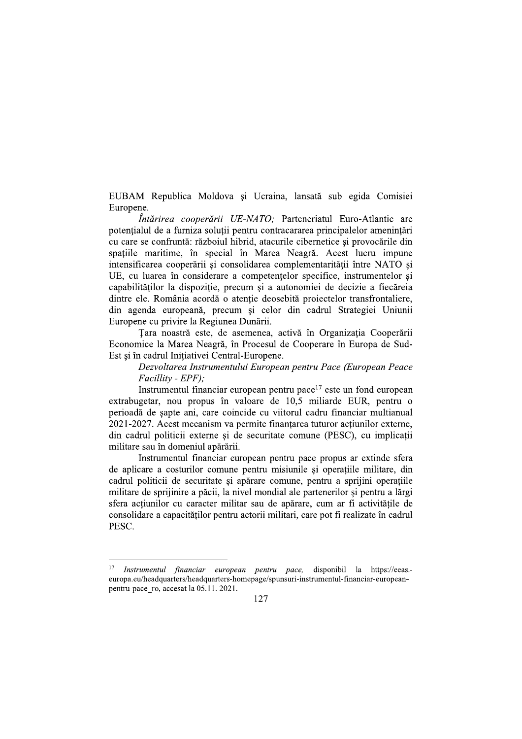EUBAM Republica Moldova și Ucraina, lansată sub egida Comisiei Europene.

*Întărirea cooperării UE-NATO;* Parteneriatul Euro-Atlantic are potențialul de a furniza soluții pentru contracararea principalelor amenințări cu care se confruntă: războiul hibrid, atacurile cibernetice și provocările din spațiile maritime, în special în Marea Neagră. Acest lucru impune intensificarea cooperării și consolidarea complementarității între NATO și UE, cu luarea în considerare a competențelor specifice, instrumentelor și capabilităților la dispoziție, precum și a autonomiei de decizie a fiecăreia dintre ele. România acordă o atenție deosebită proiectelor transfrontaliere, din agenda europeană, precum și celor din cadrul Strategiei Uniunii Europene cu privire la Regiunea Dunării.

Țara noastră este, de asemenea, activă în Organizația Cooperării Economice la Marea Neagră, în Procesul de Cooperare în Europa de Sud-Est și în cadrul Inițiativei Central-Europene.

*Dezvoltarea Instrumentului European pentru Pace (European Peace Facillity - EPF);*

Instrumentul financiar european pentru pace[17] este un fond european extrabugetar, nou propus în valoare de 10,5 miliarde EUR, pentru o perioadă de șapte ani, care coincide cu viitorul cadru financiar multianual 2021-2027. Acest mecanism va permite finanțarea tuturor acțiunilor externe, din cadrul politicii externe și de securitate comune (PESC), cu implicații militare sau în domeniul apărării.

Instrumentul financiar european pentru pace propus ar extinde sfera de aplicare a costurilor comune pentru misiunile și operațiile militare, din cadrul politicii de securitate și apărare comune, pentru a sprijini operațiile militare de sprijinire a păcii, la nivel mondial ale partenerilor și pentru a lărgi sfera acțiunilor cu caracter militar sau de apărare, cum ar fi activitățile de consolidare a capacităților pentru actorii militari, care pot fi realizate în cadrul PESC.

---

[17] *Instrumentul financiar european pentru pace,* disponibil la https://eeas.-europa.eu/headquarters/headquarters-homepage/spunsuri-instrumentul-financiar-european-pentru-pace_ro, accesat la 05.11. 2021.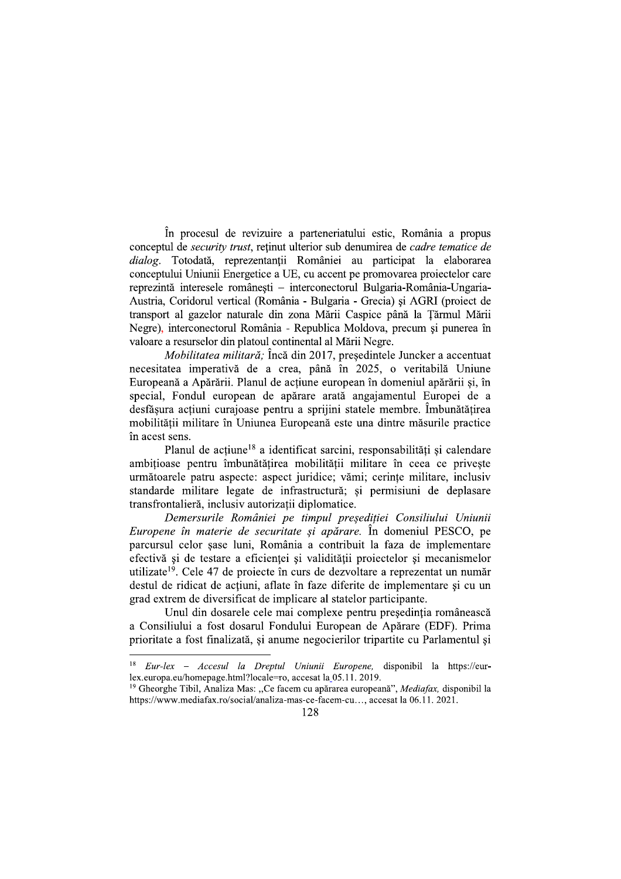În procesul de revizuire a parteneriatului estic, România a propus conceptul de *security trust*, reținut ulterior sub denumirea de *cadre tematice de dialog*. Totodată, reprezentanții României au participat la elaborarea conceptului Uniunii Energetice a UE, cu accent pe promovarea proiectelor care reprezintă interesele românești – interconectorul Bulgaria-România-Ungaria-Austria, Coridorul vertical (România - Bulgaria - Grecia) și AGRI (proiect de transport al gazelor naturale din zona Mării Caspice până la Țărmul Mării Negre), interconectorul România - Republica Moldova, precum și punerea în valoare a resurselor din platoul continental al Mării Negre.

*Mobilitatea militară;* Încă din 2017, președintele Juncker a accentuat necesitatea imperativă de a crea, până în 2025, o veritabilă Uniune Europeană a Apărării. Planul de acțiune european în domeniul apărării și, în special, Fondul european de apărare arată angajamentul Europei de a desfășura acțiuni curajoase pentru a sprijini statele membre. Îmbunătățirea mobilității militare în Uniunea Europeană este una dintre măsurile practice în acest sens.

Planul de acțiune[18] a identificat sarcini, responsabilități și calendare ambițioase pentru îmbunătățirea mobilității militare în ceea ce privește următoarele patru aspecte: aspect juridice; vămi; cerințe militare, inclusiv standarde militare legate de infrastructură; și permisiuni de deplasare transfrontalieră, inclusiv autorizații diplomatice.

*Demersurile României pe timpul președiției Consiliului Uniunii Europene în materie de securitate și apărare.* În domeniul PESCO, pe parcursul celor șase luni, România a contribuit la faza de implementare efectivă și de testare a eficienței și validității proiectelor și mecanismelor utilizate[19]. Cele 47 de proiecte în curs de dezvoltare a reprezentat un număr destul de ridicat de acțiuni, aflate în faze diferite de implementare și cu un grad extrem de diversificat de implicare al statelor participante.

Unul din dosarele cele mai complexe pentru președinția românească a Consiliului a fost dosarul Fondului European de Apărare (EDF). Prima prioritate a fost finalizată, și anume negocierilor tripartite cu Parlamentul și

---

[18] *Eur-lex – Accesul la Dreptul Uniunii Europene,* disponibil la https://eur-lex.europa.eu/homepage.html?locale=ro, accesat la 05.11. 2019.

[19] Gheorghe Tibil, Analiza Mas: „Ce facem cu apărarea europeană", *Mediafax,* disponibil la https://www.mediafax.ro/social/analiza-mas-ce-facem-cu…, accesat la 06.11. 2021.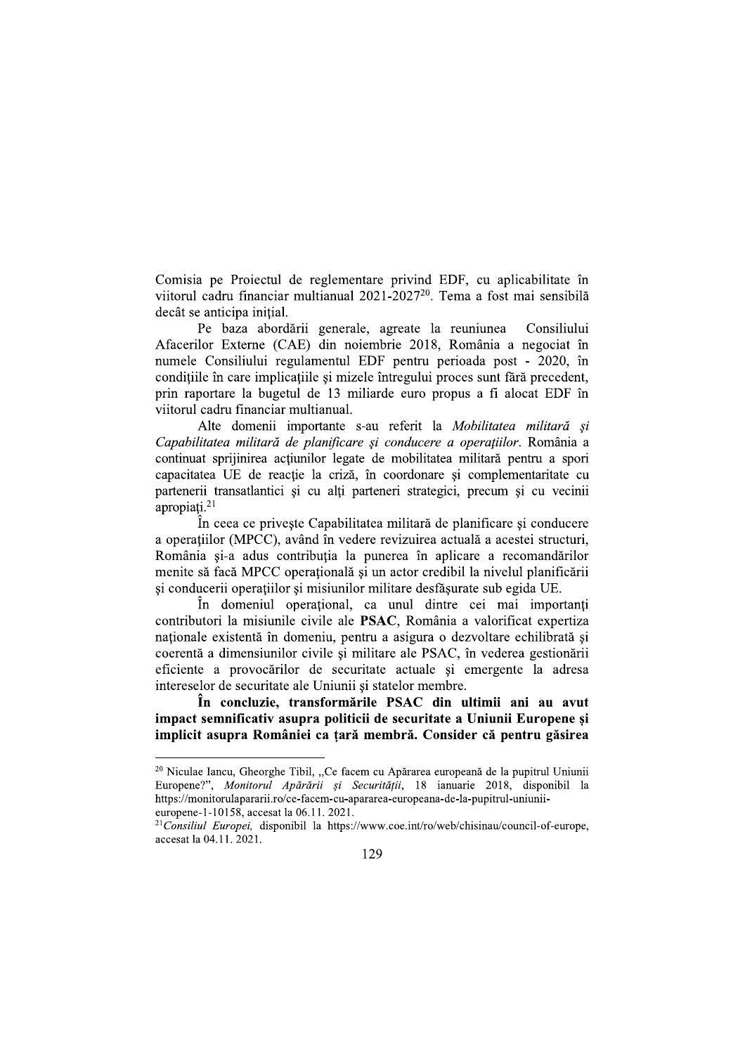Comisia pe Proiectul de reglementare privind EDF, cu aplicabilitate în viitorul cadru financiar multianual 2021-2027[20]. Tema a fost mai sensibilă decât se anticipa inițial.

Pe baza abordării generale, agreate la reuniunea Consiliului Afacerilor Externe (CAE) din noiembrie 2018, România a negociat în numele Consiliului regulamentul EDF pentru perioada post - 2020, în condițiile în care implicațiile și mizele întregului proces sunt fără precedent, prin raportare la bugetul de 13 miliarde euro propus a fi alocat EDF în viitorul cadru financiar multianual.

Alte domenii importante s-au referit la *Mobilitatea militară și Capabilitatea militară de planificare și conducere a operațiilor*. România a continuat sprijinirea acțiunilor legate de mobilitatea militară pentru a spori capacitatea UE de reacție la criză, în coordonare și complementaritate cu partenerii transatlantici și cu alți parteneri strategici, precum și cu vecinii apropiați.[21]

În ceea ce privește Capabilitatea militară de planificare și conducere a operațiilor (MPCC), având în vedere revizuirea actuală a acestei structuri, România și-a adus contribuția la punerea în aplicare a recomandărilor menite să facă MPCC operațională și un actor credibil la nivelul planificării și conducerii operațiilor și misiunilor militare desfășurate sub egida UE.

În domeniul operațional, ca unul dintre cei mai importanți contributori la misiunile civile ale **PSAC**, România a valorificat expertiza naționale existentă în domeniu, pentru a asigura o dezvoltare echilibrată și coerentă a dimensiunilor civile și militare ale PSAC, în vederea gestionării eficiente a provocărilor de securitate actuale și emergente la adresa intereselor de securitate ale Uniunii și statelor membre.

**În concluzie, transformările PSAC din ultimii ani au avut impact semnificativ asupra politicii de securitate a Uniunii Europene și implicit asupra României ca țară membră. Consider că pentru găsirea**

---

[20] Niculae Iancu, Gheorghe Tibil, „Ce facem cu Apărarea europeană de la pupitrul Uniunii Europene?", *Monitorul Apărării și Securității*, 18 ianuarie 2018, disponibil la https://monitorulapararii.ro/ce-facem-cu-apararea-europeana-de-la-pupitrul-uniunii-europene-1-10158, accesat la 06.11. 2021.

[21] *Consiliul Europei,* disponibil la https://www.coe.int/ro/web/chisinau/council-of-europe, accesat la 04.11. 2021.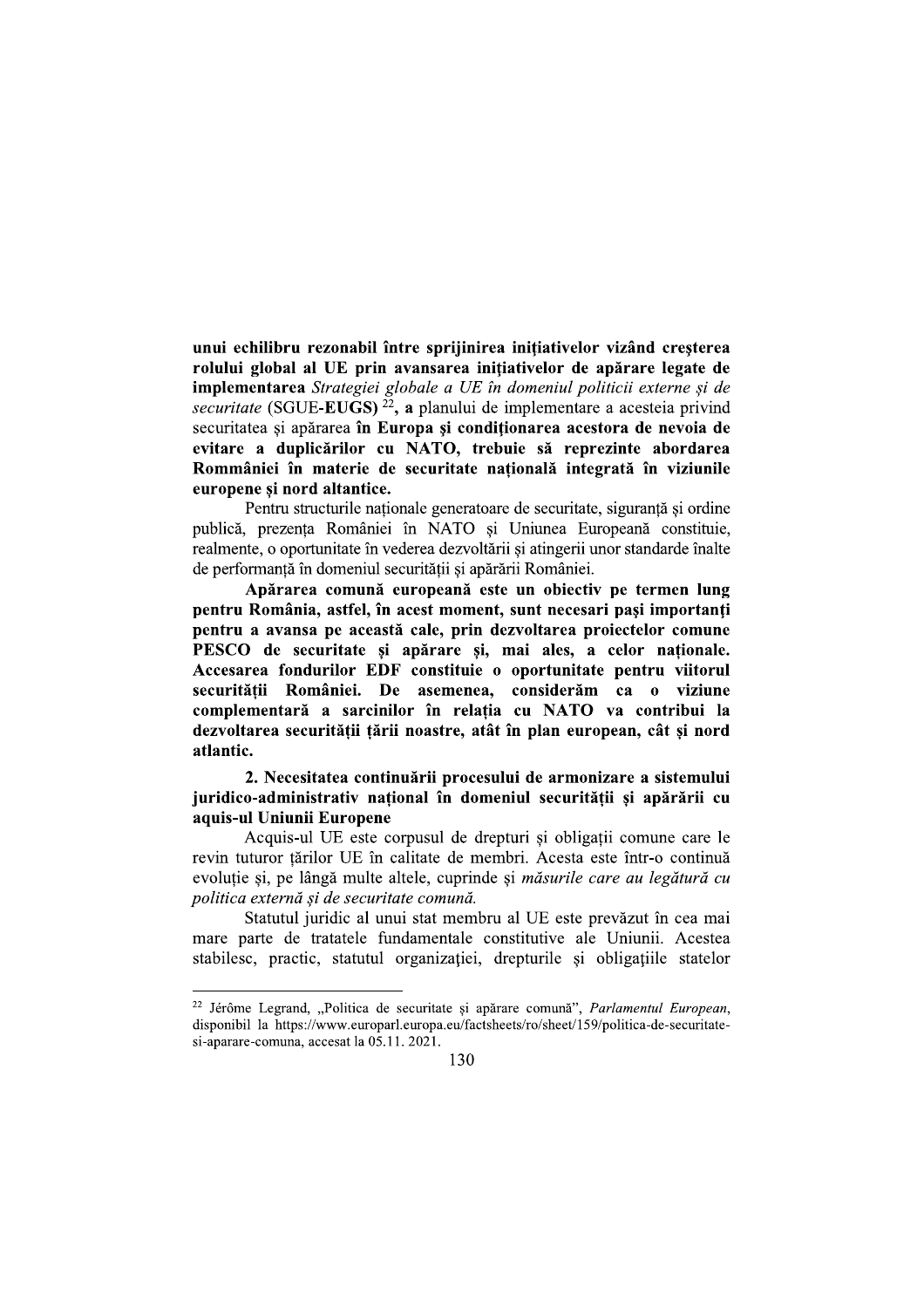**unui echilibru rezonabil între sprijinirea inițiativelor vizând creșterea rolului global al UE prin avansarea inițiativelor de apărare legate de implementarea** *Strategiei globale a UE în domeniul politicii externe și de securitate* (SGUE-**EUGS**) [22], **a** planului de implementare a acesteia privind securitatea și apărarea **în Europa și condiționarea acestora de nevoia de evitare a duplicărilor cu NATO, trebuie să reprezinte abordarea Rommâniei în materie de securitate națională integrată în viziunile europene și nord altantice.**

Pentru structurile naționale generatoare de securitate, siguranță și ordine publică, prezența României în NATO și Uniunea Europeană constituie, realmente, o oportunitate în vederea dezvoltării și atingerii unor standarde înalte de performanță în domeniul securității și apărării României.

**Apărarea comună europeană este un obiectiv pe termen lung pentru România, astfel, în acest moment, sunt necesari pași importanți pentru a avansa pe această cale, prin dezvoltarea proiectelor comune PESCO de securitate și apărare și, mai ales, a celor naționale. Accesarea fondurilor EDF constituie o oportunitate pentru viitorul securității României. De asemenea, considerăm ca o viziune complementară a sarcinilor în relația cu NATO va contribui la dezvoltarea securității țării noastre, atât în plan european, cât și nord atlantic.**

**2. Necesitatea continuării procesului de armonizare a sistemului juridico-administrativ național în domeniul securității și apărării cu aquis-ul Uniunii Europene**

Acquis-ul UE este corpusul de drepturi și obligații comune care le revin tuturor țărilor UE în calitate de membri. Acesta este într-o continuă evoluție și, pe lângă multe altele, cuprinde și *măsurile care au legătură cu politica externă și de securitate comună.*

Statutul juridic al unui stat membru al UE este prevăzut în cea mai mare parte de tratatele fundamentale constitutive ale Uniunii. Acestea stabilesc, practic, statutul organizației, drepturile și obligațiile statelor

---

[22] Jérôme Legrand, „Politica de securitate și apărare comună", *Parlamentul European*, disponibil la https://www.europarl.europa.eu/factsheets/ro/sheet/159/politica-de-securitate-si-aparare-comuna, accesat la 05.11. 2021.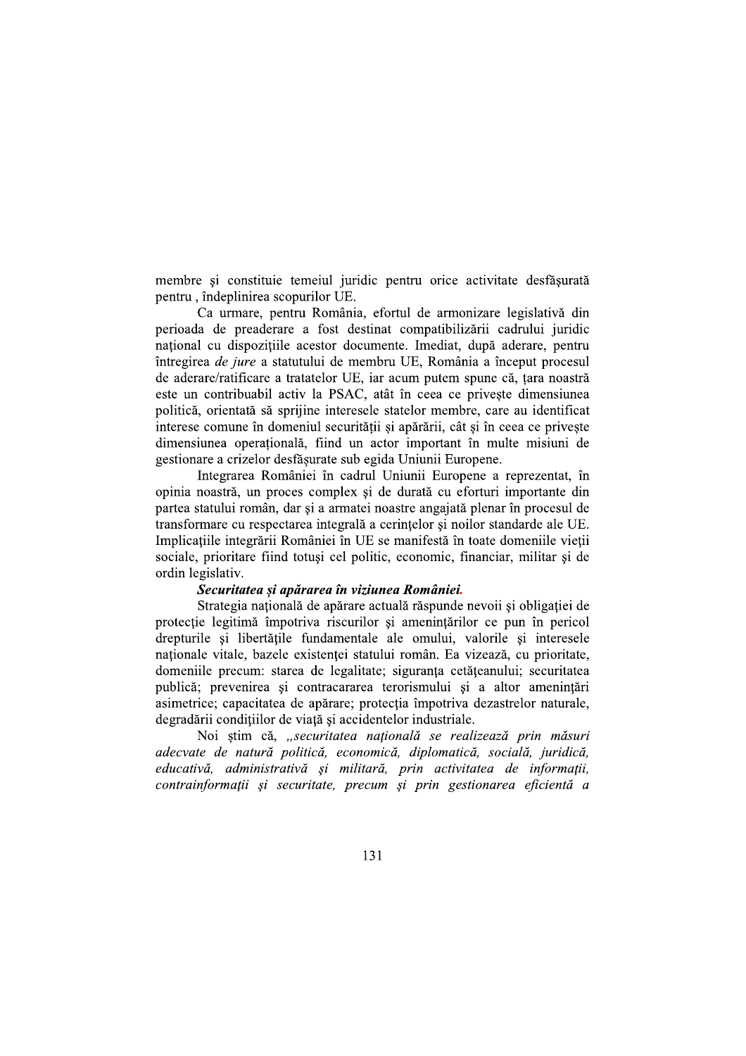membre şi constituie temeiul juridic pentru orice activitate desfăşurată pentru , îndeplinirea scopurilor UE.

Ca urmare, pentru România, efortul de armonizare legislativă din perioada de preaderare a fost destinat compatibilizării cadrului juridic naţional cu dispoziţiile acestor documente. Imediat, după aderare, pentru întregirea *de jure* a statutului de membru UE, România a început procesul de aderare/ratificare a tratatelor UE, iar acum putem spune că, ţara noastră este un contribuabil activ la PSAC, atât în ceea ce priveşte dimensiunea politică, orientată să sprijine interesele statelor membre, care au identificat interese comune în domeniul securităţii şi apărării, cât şi în ceea ce priveşte dimensiunea operaţională, fiind un actor important în multe misiuni de gestionare a crizelor desfăşurate sub egida Uniunii Europene.

Integrarea României în cadrul Uniunii Europene a reprezentat, în opinia noastră, un proces complex şi de durată cu eforturi importante din partea statului român, dar şi a armatei noastre angajată plenar în procesul de transformare cu respectarea integrală a cerinţelor şi noilor standarde ale UE. Implicaţiile integrării României în UE se manifestă în toate domeniile vieţii sociale, prioritare fiind totuşi cel politic, economic, financiar, militar şi de ordin legislativ.

***Securitatea și apărarea în viziunea României.***

Strategia naţională de apărare actuală răspunde nevoii şi obligaţiei de protecţie legitimă împotriva riscurilor şi ameninţărilor ce pun în pericol drepturile şi libertăţile fundamentale ale omului, valorile şi interesele naţionale vitale, bazele existenţei statului român. Ea vizează, cu prioritate, domeniile precum: starea de legalitate; siguranţa cetăţeanului; securitatea publică; prevenirea şi contracararea terorismului şi a altor ameninţări asimetrice; capacitatea de apărare; protecţia împotriva dezastrelor naturale, degradării condiţiilor de viaţă şi accidentelor industriale.

Noi ştim că, *„securitatea naţională se realizează prin măsuri adecvate de natură politică, economică, diplomatică, socială, juridică, educativă, administrativă şi militară, prin activitatea de informaţii, contrainformaţii şi securitate, precum şi prin gestionarea eficientă a*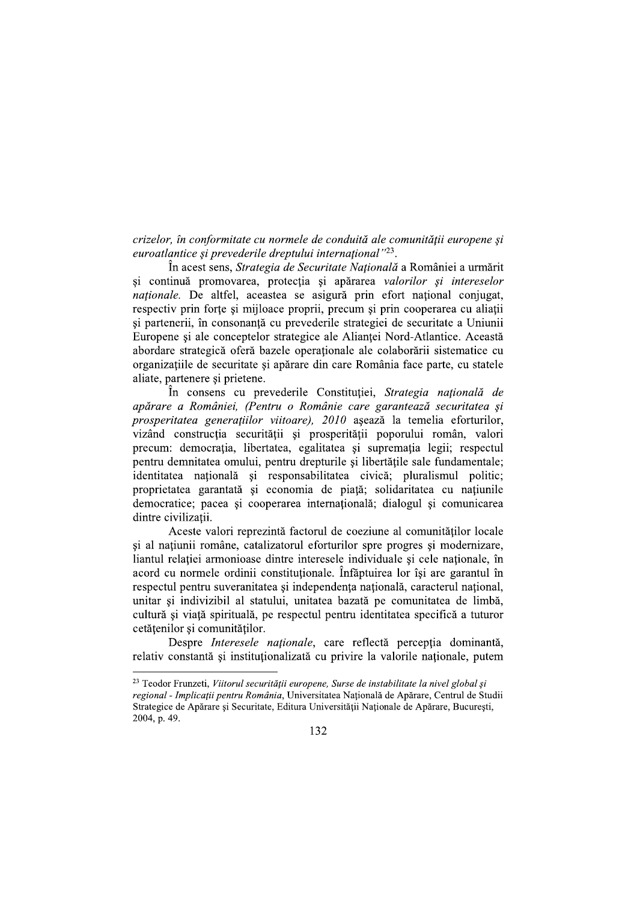*crizelor, în conformitate cu normele de conduită ale comunității europene și euroatlantice și prevederile dreptului internațional"*[23].

În acest sens, *Strategia de Securitate Națională* a României a urmărit și continuă promovarea, protecția și apărarea *valorilor și intereselor naționale.* De altfel, aceastea se asigură prin efort național conjugat, respectiv prin forțe și mijloace proprii, precum și prin cooperarea cu aliații și partenerii, în consonanță cu prevederile strategiei de securitate a Uniunii Europene și ale conceptelor strategice ale Alianței Nord-Atlantice. Această abordare strategică oferă bazele operaționale ale colaborării sistematice cu organizațiile de securitate și apărare din care România face parte, cu statele aliate, partenere și prietene.

În consens cu prevederile Constituției, *Strategia națională de apărare a României, (Pentru o Românie care garantează securitatea și prosperitatea generațiilor viitoare), 2010* așează la temelia eforturilor, vizând construcția securității și prosperității poporului român, valori precum: democrația, libertatea, egalitatea și supremația legii; respectul pentru demnitatea omului, pentru drepturile și libertățile sale fundamentale; identitatea națională și responsabilitatea civică; pluralismul politic; proprietatea garantată și economia de piață; solidaritatea cu națiunile democratice; pacea și cooperarea internațională; dialogul și comunicarea dintre civilizații.

Aceste valori reprezintă factorul de coeziune al comunităților locale și al națiunii române, catalizatorul eforturilor spre progres și modernizare, liantul relației armonioase dintre interesele individuale și cele naționale, în acord cu normele ordinii constituționale. Înfăptuirea lor își are garantul în respectul pentru suveranitatea și independența națională, caracterul național, unitar și indivizibil al statului, unitatea bazată pe comunitatea de limbă, cultură și viață spirituală, pe respectul pentru identitatea specifică a tuturor cetățenilor și comunităților.

Despre *Interesele naționale*, care reflectă percepția dominantă, relativ constantă și instituționalizată cu privire la valorile naționale, putem

---

[23] Teodor Frunzeti, *Viitorul securității europene, Surse de instabilitate la nivel global și regional - Implicații pentru România*, Universitatea Națională de Apărare, Centrul de Studii Strategice de Apărare și Securitate, Editura Universității Naționale de Apărare, București, 2004, p. 49.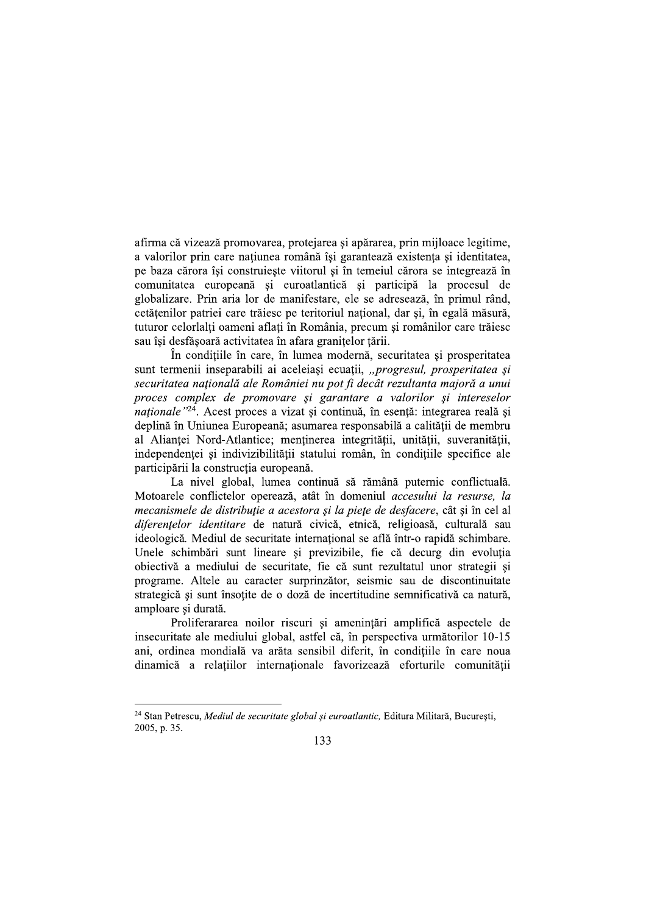afirma că vizează promovarea, protejarea şi apărarea, prin mijloace legitime, a valorilor prin care naţiunea română îşi garantează existenţa şi identitatea, pe baza cărora îşi construieşte viitorul şi în temeiul cărora se integrează în comunitatea europeană şi euroatlantică şi participă la procesul de globalizare. Prin aria lor de manifestare, ele se adresează, în primul rând, cetăţenilor patriei care trăiesc pe teritoriul naţional, dar şi, în egală măsură, tuturor celorlalţi oameni aflaţi în România, precum şi românilor care trăiesc sau îşi desfăşoară activitatea în afara graniţelor ţării.

În condiţiile în care, în lumea modernă, securitatea şi prosperitatea sunt termenii inseparabili ai aceleiaşi ecuaţii, *„progresul, prosperitatea şi securitatea naţională ale României nu pot fi decât rezultanta majoră a unui proces complex de promovare şi garantare a valorilor şi intereselor naţionale”*[24]. Acest proces a vizat şi continuă, în esenţă: integrarea reală şi deplină în Uniunea Europeană; asumarea responsabilă a calităţii de membru al Alianţei Nord-Atlantice; menţinerea integrităţii, unităţii, suveranităţii, independenţei şi indivizibilităţii statului român, în condiţiile specifice ale participării la construcţia europeană.

La nivel global, lumea continuă să rămână puternic conflictuală. Motoarele conflictelor operează, atât în domeniul *accesului la resurse, la mecanismele de distribuţie a acestora şi la pieţe de desfacere*, cât şi în cel al *diferenţelor identitare* de natură civică, etnică, religioasă, culturală sau ideologică. Mediul de securitate internaţional se află într-o rapidă schimbare. Unele schimbări sunt lineare şi previzibile, fie că decurg din evoluţia obiectivă a mediului de securitate, fie că sunt rezultatul unor strategii şi programe. Altele au caracter surprinzător, seismic sau de discontinuitate strategică şi sunt însoţite de o doză de incertitudine semnificativă ca natură, amploare şi durată.

Proliferararea noilor riscuri şi ameninţări amplifică aspectele de insecuritate ale mediului global, astfel că, în perspectiva următorilor 10-15 ani, ordinea mondială va arăta sensibil diferit, în condiţiile în care noua dinamică a relaţiilor internaţionale favorizează eforturile comunităţii

---

[24] Stan Petrescu, *Mediul de securitate global şi euroatlantic,* Editura Militară, Bucureşti, 2005, p. 35.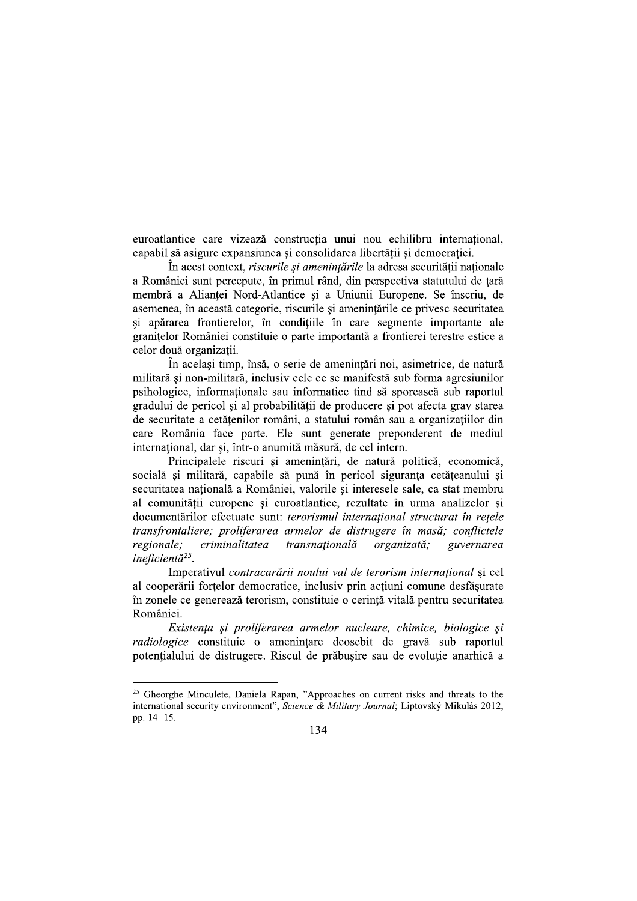euroatlantice care vizează construcţia unui nou echilibru internaţional, capabil să asigure expansiunea şi consolidarea libertăţii şi democraţiei.

În acest context, *riscurile şi ameninţările* la adresa securităţii naţionale a României sunt percepute, în primul rând, din perspectiva statutului de ţară membră a Alianţei Nord-Atlantice şi a Uniunii Europene. Se înscriu, de asemenea, în această categorie, riscurile şi ameninţările ce privesc securitatea şi apărarea frontierelor, în condiţiile în care segmente importante ale graniţelor României constituie o parte importantă a frontierei terestre estice a celor două organizaţii.

În acelaşi timp, însă, o serie de ameninţări noi, asimetrice, de natură militară şi non-militară, inclusiv cele ce se manifestă sub forma agresiunilor psihologice, informaţionale sau informatice tind să sporească sub raportul gradului de pericol şi al probabilităţii de producere şi pot afecta grav starea de securitate a cetăţenilor români, a statului român sau a organizaţiilor din care România face parte. Ele sunt generate preponderent de mediul internaţional, dar şi, într-o anumită măsură, de cel intern.

Principalele riscuri şi ameninţări, de natură politică, economică, socială şi militară, capabile să pună în pericol siguranţa cetăţeanului şi securitatea naţională a României, valorile şi interesele sale, ca stat membru al comunităţii europene şi euroatlantice, rezultate în urma analizelor şi documentărilor efectuate sunt: *terorismul internaţional structurat în reţele transfrontaliere; proliferarea armelor de distrugere în masă; conflictele regionale; criminalitatea transnaţională organizată; guvernarea ineficientă*[25].

Imperativul *contracarării noului val de terorism internaţional* şi cel al cooperării forţelor democratice, inclusiv prin acţiuni comune desfăşurate în zonele ce generează terorism, constituie o cerinţă vitală pentru securitatea României.

*Existenţa şi proliferarea armelor nucleare, chimice, biologice şi radiologice* constituie o ameninţare deosebit de gravă sub raportul potenţialului de distrugere. Riscul de prăbuşire sau de evoluţie anarhică a

---

[25] Gheorghe Minculete, Daniela Rapan, "Approaches on current risks and threats to the international security environment", *Science & Military Journal*; Liptovský Mikulás 2012, pp. 14 -15.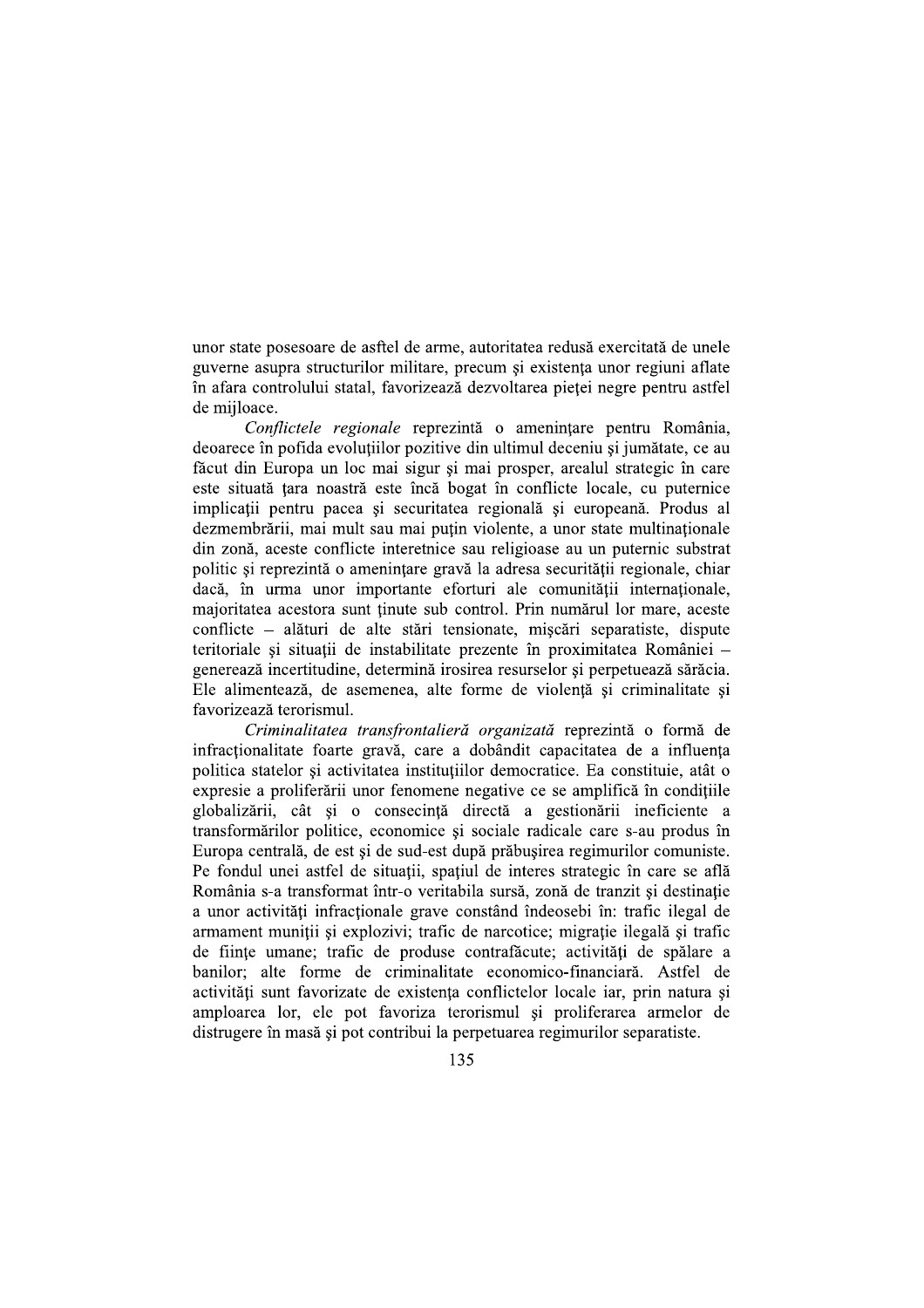unor state posesoare de asftel de arme, autoritatea redusă exercitată de unele guverne asupra structurilor militare, precum şi existenţa unor regiuni aflate în afara controlului statal, favorizează dezvoltarea pieţei negre pentru astfel de mijloace.

*Conflictele regionale* reprezintă o ameninţare pentru România, deoarece în pofida evoluţiilor pozitive din ultimul deceniu şi jumătate, ce au făcut din Europa un loc mai sigur şi mai prosper, arealul strategic în care este situată ţara noastră este încă bogat în conflicte locale, cu puternice implicaţii pentru pacea şi securitatea regională şi europeană. Produs al dezmembrării, mai mult sau mai puţin violente, a unor state multinaţionale din zonă, aceste conflicte interetnice sau religioase au un puternic substrat politic şi reprezintă o ameninţare gravă la adresa securităţii regionale, chiar dacă, în urma unor importante eforturi ale comunităţii internaţionale, majoritatea acestora sunt ţinute sub control. Prin numărul lor mare, aceste conflicte – alături de alte stări tensionate, mişcări separatiste, dispute teritoriale şi situaţii de instabilitate prezente în proximitatea României – generează incertitudine, determină irosirea resurselor şi perpetuează sărăcia. Ele alimentează, de asemenea, alte forme de violenţă şi criminalitate şi favorizează terorismul.

*Criminalitatea transfrontalieră organizată* reprezintă o formă de infracţionalitate foarte gravă, care a dobândit capacitatea de a influenţa politica statelor şi activitatea instituţiilor democratice. Ea constituie, atât o expresie a proliferării unor fenomene negative ce se amplifică în condiţiile globalizării, cât şi o consecinţă directă a gestionării ineficiente a transformărilor politice, economice şi sociale radicale care s-au produs în Europa centrală, de est şi de sud-est după prăbuşirea regimurilor comuniste. Pe fondul unei astfel de situaţii, spaţiul de interes strategic în care se află România s-a transformat într-o veritabila sursă, zonă de tranzit şi destinaţie a unor activităţi infracţionale grave constând îndeosebi în: trafic ilegal de armament muniţii şi explozivi; trafic de narcotice; migraţie ilegală şi trafic de fiinţe umane; trafic de produse contrafăcute; activităţi de spălare a banilor; alte forme de criminalitate economico-financiară. Astfel de activităţi sunt favorizate de existenţa conflictelor locale iar, prin natura şi amploarea lor, ele pot favoriza terorismul şi proliferarea armelor de distrugere în masă şi pot contribui la perpetuarea regimurilor separatiste.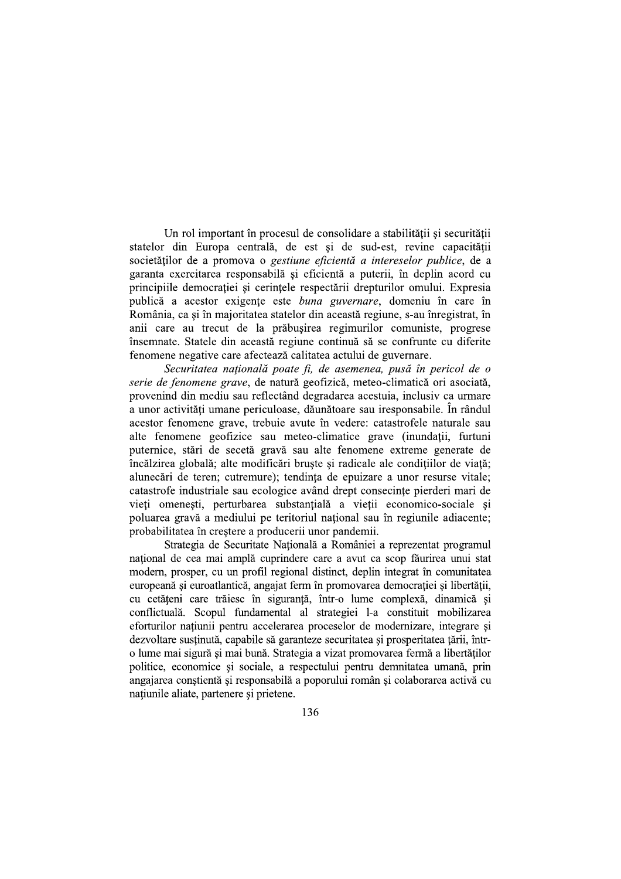Un rol important în procesul de consolidare a stabilității și securității statelor din Europa centrală, de est și de sud-est, revine capacității societăților de a promova o *gestiune eficientă a intereselor publice*, de a garanta exercitarea responsabilă și eficientă a puterii, în deplin acord cu principiile democrației și cerințele respectării drepturilor omului. Expresia publică a acestor exigențe este *buna guvernare*, domeniu în care în România, ca și în majoritatea statelor din această regiune, s-au înregistrat, în anii care au trecut de la prăbușirea regimurilor comuniste, progrese însemnate. Statele din această regiune continuă să se confrunte cu diferite fenomene negative care afectează calitatea actului de guvernare.

*Securitatea națională poate fi, de asemenea, pusă în pericol de o serie de fenomene grave*, de natură geofizică, meteo-climatică ori asociată, provenind din mediu sau reflectând degradarea acestuia, inclusiv ca urmare a unor activități umane periculoase, dăunătoare sau iresponsabile. În rândul acestor fenomene grave, trebuie avute în vedere: catastrofele naturale sau alte fenomene geofizice sau meteo-climatice grave (inundații, furtuni puternice, stări de secetă gravă sau alte fenomene extreme generate de încălzirea globală; alte modificări bruște și radicale ale condițiilor de viață; alunecări de teren; cutremure); tendința de epuizare a unor resurse vitale; catastrofe industriale sau ecologice având drept consecințe pierderi mari de vieți omenești, perturbarea substanțială a vieții economico-sociale și poluarea gravă a mediului pe teritoriul național sau în regiunile adiacente; probabilitatea în creștere a producerii unor pandemii.

Strategia de Securitate Națională a României a reprezentat programul național de cea mai amplă cuprindere care a avut ca scop făurirea unui stat modern, prosper, cu un profil regional distinct, deplin integrat în comunitatea europeană și euroatlantică, angajat ferm în promovarea democrației și libertății, cu cetățeni care trăiesc în siguranță, într-o lume complexă, dinamică și conflictuală. Scopul fundamental al strategiei l-a constituit mobilizarea eforturilor națiunii pentru accelerarea proceselor de modernizare, integrare și dezvoltare susținută, capabile să garanteze securitatea și prosperitatea țării, într-o lume mai sigură și mai bună. Strategia a vizat promovarea fermă a libertăților politice, economice și sociale, a respectului pentru demnitatea umană, prin angajarea conștientă și responsabilă a poporului român și colaborarea activă cu națiunile aliate, partenere și prietene.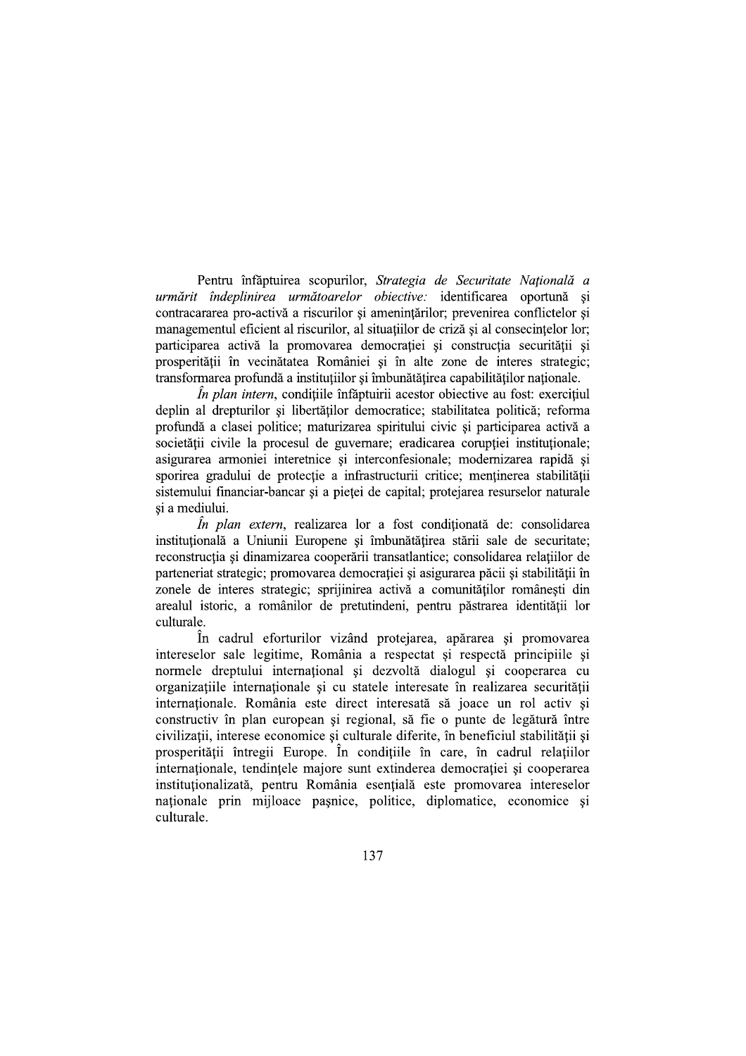Pentru înfăptuirea scopurilor, *Strategia de Securitate Naţională a urmărit îndeplinirea următoarelor obiective:* identificarea oportună şi contracararea pro-activă a riscurilor şi ameninţărilor; prevenirea conflictelor şi managementul eficient al riscurilor, al situaţiilor de criză şi al consecinţelor lor; participarea activă la promovarea democraţiei şi construcţia securităţii şi prosperităţii în vecinătatea României şi în alte zone de interes strategic; transformarea profundă a instituţiilor şi îmbunătăţirea capabilităţilor naţionale.

*În plan intern*, condiţiile înfăptuirii acestor obiective au fost: exerciţiul deplin al drepturilor şi libertăţilor democratice; stabilitatea politică; reforma profundă a clasei politice; maturizarea spiritului civic şi participarea activă a societăţii civile la procesul de guvernare; eradicarea corupţiei instituţionale; asigurarea armoniei interetnice şi interconfesionale; modernizarea rapidă şi sporirea gradului de protecţie a infrastructurii critice; menţinerea stabilităţii sistemului financiar-bancar şi a pieţei de capital; protejarea resurselor naturale şi a mediului.

*În plan extern*, realizarea lor a fost condiţionată de: consolidarea instituţională a Uniunii Europene şi îmbunătăţirea stării sale de securitate; reconstrucţia şi dinamizarea cooperării transatlantice; consolidarea relaţiilor de parteneriat strategic; promovarea democraţiei şi asigurarea păcii şi stabilităţii în zonele de interes strategic; sprijinirea activă a comunităţilor româneşti din arealul istoric, a românilor de pretutindeni, pentru păstrarea identităţii lor culturale.

În cadrul eforturilor vizând protejarea, apărarea şi promovarea intereselor sale legitime, România a respectat şi respectă principiile şi normele dreptului internaţional şi dezvoltă dialogul şi cooperarea cu organizaţiile internaţionale şi cu statele interesate în realizarea securităţii internaţionale. România este direct interesată să joace un rol activ şi constructiv în plan european şi regional, să fie o punte de legătură între civilizaţii, interese economice şi culturale diferite, în beneficiul stabilităţii şi prosperităţii întregii Europe. În condiţiile în care, în cadrul relaţiilor internaţionale, tendinţele majore sunt extinderea democraţiei şi cooperarea instituţionalizată, pentru România esenţială este promovarea intereselor naţionale prin mijloace paşnice, politice, diplomatice, economice şi culturale.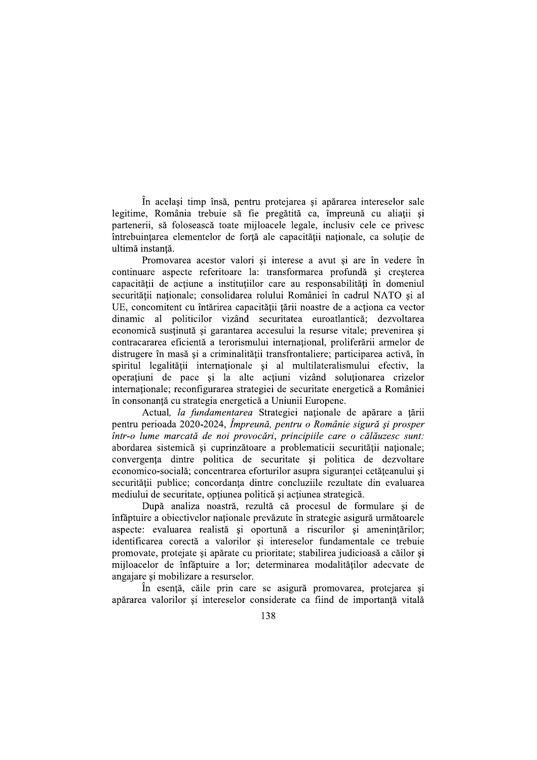În același timp însă, pentru protejarea și apărarea intereselor sale legitime, România trebuie să fie pregătită ca, împreună cu aliații și partenerii, să folosească toate mijloacele legale, inclusiv cele ce privesc întrebuințarea elementelor de forță ale capacității naționale, ca soluție de ultimă instanță.

Promovarea acestor valori și interese a avut și are în vedere în continuare aspecte referitoare la: transformarea profundă și creșterea capacității de acțiune a instituțiilor care au responsabilități în domeniul securității naționale; consolidarea rolului României în cadrul NATO și al UE, concomitent cu întărirea capacității țării noastre de a acționa ca vector dinamic al politicilor vizând securitatea euroatlantică; dezvoltarea economică susținută și garantarea accesului la resurse vitale; prevenirea și contracararea eficientă a terorismului internațional, proliferării armelor de distrugere în masă și a criminalității transfrontaliere; participarea activă, în spiritul legalității internaționale și al multilateralismului efectiv, la operațiuni de pace și la alte acțiuni vizând soluționarea crizelor internaționale; reconfigurarea strategiei de securitate energetică a României în consonanță cu strategia energetică a Uniunii Europene.

Actual, *la fundamentarea* Strategiei naționale de apărare a țării pentru perioada 2020-2024, *Împreună, pentru o Românie sigură și prosper într-o lume marcată de noi provocări, principiile care o călăuzesc sunt:* abordarea sistemică și cuprinzătoare a problematicii securității naționale; convergența dintre politica de securitate și politica de dezvoltare economico-socială; concentrarea eforturilor asupra siguranței cetățeanului și securității publice; concordanța dintre concluziile rezultate din evaluarea mediului de securitate, opțiunea politică și acțiunea strategică.

După analiza noastră, rezultă că procesul de formulare și de înfăptuire a obiectivelor naționale prevăzute în strategie asigură următoarele aspecte: evaluarea realistă și oportună a riscurilor și amenințărilor; identificarea corectă a valorilor și intereselor fundamentale ce trebuie promovate, protejate și apărate cu prioritate; stabilirea judicioasă a căilor și mijloacelor de înfăptuire a lor; determinarea modalităților adecvate de angajare și mobilizare a resurselor.

În esență, căile prin care se asigură promovarea, protejarea și apărarea valorilor și intereselor considerate ca fiind de importanță vitală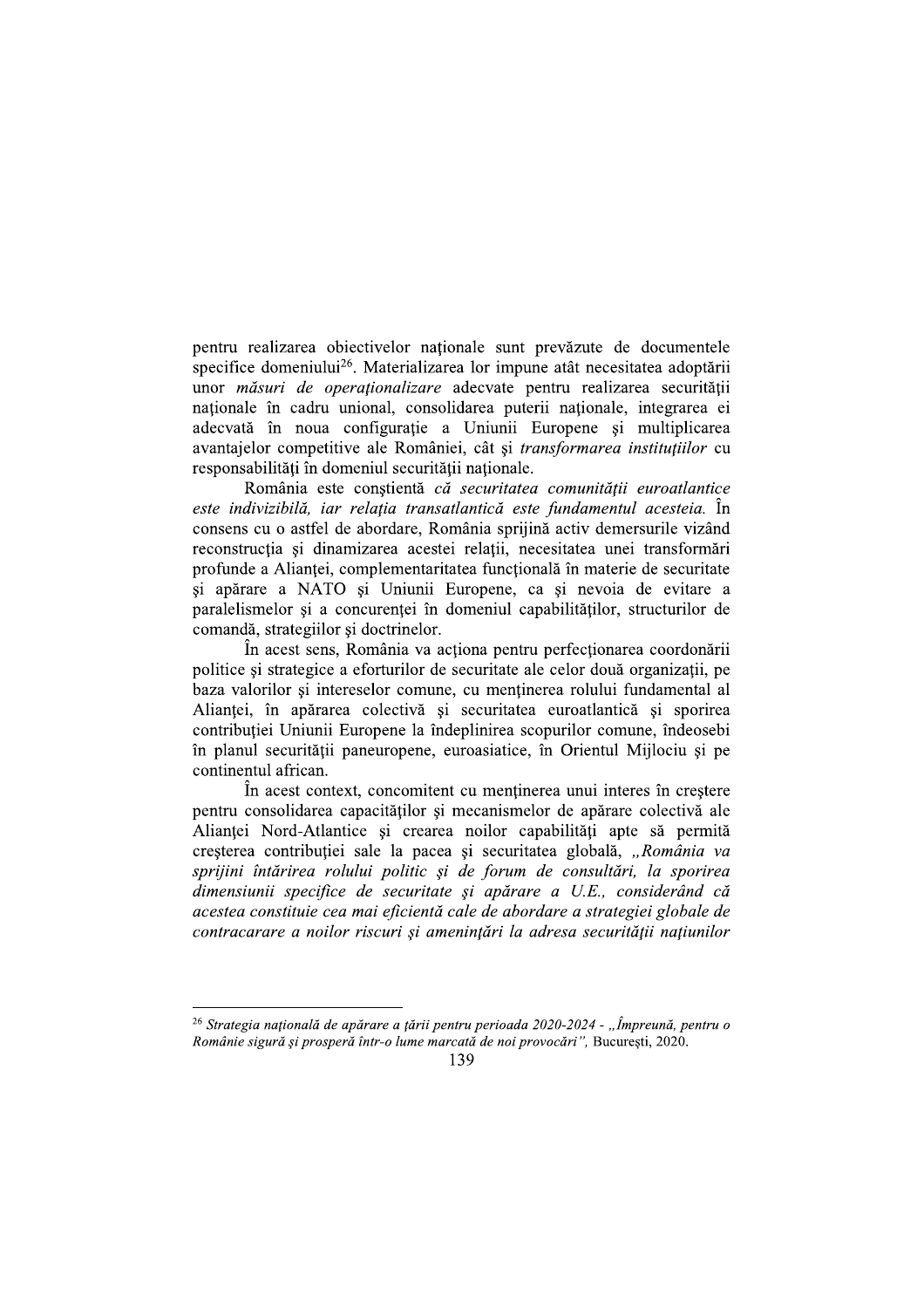pentru realizarea obiectivelor naționale sunt prevăzute de documentele specifice domeniului[26]. Materializarea lor impune atât necesitatea adoptării unor *măsuri de operaționalizare* adecvate pentru realizarea securității naționale în cadru unional, consolidarea puterii naționale, integrarea ei adecvată în noua configurație a Uniunii Europene și multiplicarea avantajelor competitive ale României, cât și *transformarea instituțiilor* cu responsabilități în domeniul securității naționale.

România este conștientă *că securitatea comunității euroatlantice este indivizibilă, iar relația transatlantică este fundamentul acesteia.* În consens cu o astfel de abordare, România sprijină activ demersurile vizând reconstrucția și dinamizarea acestei relații, necesitatea unei transformări profunde a Alianței, complementaritatea funcțională în materie de securitate și apărare a NATO și Uniunii Europene, ca și nevoia de evitare a paralelismelor și a concurenței în domeniul capabilităților, structurilor de comandă, strategiilor și doctrinelor.

În acest sens, România va acționa pentru perfecționarea coordonării politice și strategice a eforturilor de securitate ale celor două organizații, pe baza valorilor și intereselor comune, cu menținerea rolului fundamental al Alianței, în apărarea colectivă și securitatea euroatlantică și sporirea contribuției Uniunii Europene la îndeplinirea scopurilor comune, îndeosebi în planul securității paneuropene, euroasiatice, în Orientul Mijlociu și pe continentul african.

În acest context, concomitent cu menținerea unui interes în creștere pentru consolidarea capacităților și mecanismelor de apărare colectivă ale Alianței Nord-Atlantice și crearea noilor capabilități apte să permită creșterea contribuției sale la pacea și securitatea globală, *„România va sprijini întărirea rolului politic și de forum de consultări, la sporirea dimensiunii specifice de securitate și apărare a U.E., considerând că acestea constituie cea mai eficientă cale de abordare a strategiei globale de contracarare a noilor riscuri și amenințări la adresa securității națiunilor*

---

[26] *Strategia națională de apărare a țării pentru perioada 2020-2024 - „Împreună, pentru o Românie sigură și prosperă într-o lume marcată de noi provocări"*, București, 2020.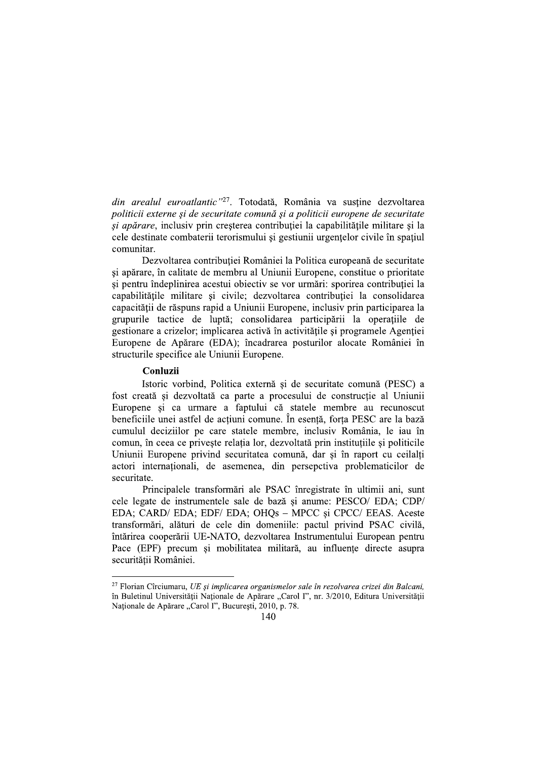*din arealul euroatlantic"*[27]. Totodată, România va susține dezvoltarea *politicii externe și de securitate comună și a politicii europene de securitate și apărare*, inclusiv prin creșterea contribuției la capabilitățile militare și la cele destinate combaterii terorismului și gestiunii urgențelor civile în spațiul comunitar.

Dezvoltarea contribuției României la Politica europeană de securitate și apărare, în calitate de membru al Uniunii Europene, constitue o prioritate și pentru îndeplinirea acestui obiectiv se vor urmări: sporirea contribuției la capabilitățile militare și civile; dezvoltarea contribuției la consolidarea capacității de răspuns rapid a Uniunii Europene, inclusiv prin participarea la grupurile tactice de luptă; consolidarea participării la operațiile de gestionare a crizelor; implicarea activă în activitățile și programele Agenției Europene de Apărare (EDA); încadrarea posturilor alocate României în structurile specifice ale Uniunii Europene.

**Conluzii**

Istoric vorbind, Politica externă și de securitate comună (PESC) a fost creată și dezvoltată ca parte a procesului de construcție al Uniunii Europene și ca urmare a faptului că statele membre au recunoscut beneficiile unei astfel de acțiuni comune. În esență, forța PESC are la bază cumulul deciziilor pe care statele membre, inclusiv România, le iau în comun, în ceea ce privește relația lor, dezvoltată prin instituțiile și politicile Uniunii Europene privind securitatea comună, dar și în raport cu ceilalți actori internaționali, de asemenea, din persepctiva problematicilor de securitate.

Principalele transformări ale PSAC înregistrate în ultimii ani, sunt cele legate de instrumentele sale de bază și anume: PESCO/ EDA; CDP/ EDA; CARD/ EDA; EDF/ EDA; OHQs – MPCC și CPCC/ EEAS. Aceste transformări, alături de cele din domeniile: pactul privind PSAC civilă, întărirea cooperării UE-NATO, dezvoltarea Instrumentului European pentru Pace (EPF) precum și mobilitatea militară, au influențe directe asupra securității României.

---

[27] Florian Cîrciumaru, *UE și implicarea organismelor sale în rezolvarea crizei din Balcani*, în Buletinul Universității Naționale de Apărare „Carol I", nr. 3/2010, Editura Universității Naționale de Apărare „Carol I", București, 2010, p. 78.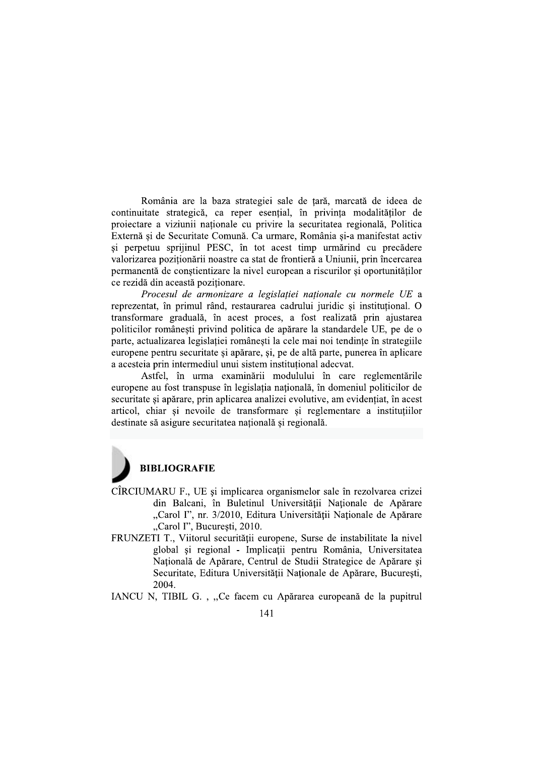România are la baza strategiei sale de ţară, marcată de ideea de continuitate strategică, ca reper esenţial, în privinţa modalităţilor de proiectare a viziunii naţionale cu privire la securitatea regională, Politica Externă şi de Securitate Comună. Ca urmare, România şi-a manifestat activ şi perpetuu sprijinul PESC, în tot acest timp urmărind cu precădere valorizarea poziţionării noastre ca stat de frontieră a Uniunii, prin încercarea permanentă de conştientizare la nivel european a riscurilor şi oportunităţilor ce rezidă din această poziţionare.

*Procesul de armonizare a legislaţiei naţionale cu normele UE* a reprezentat, în primul rând, restaurarea cadrului juridic şi instituţional. O transformare graduală, în acest proces, a fost realizată prin ajustarea politicilor româneşti privind politica de apărare la standardele UE, pe de o parte, actualizarea legislaţiei româneşti la cele mai noi tendinţe în strategiile europene pentru securitate şi apărare, şi, pe de altă parte, punerea în aplicare a acesteia prin intermediul unui sistem instituţional adecvat.

Astfel, în urma examinării modulului în care reglementările europene au fost transpuse în legislaţia naţională, în domeniul politicilor de securitate şi apărare, prin aplicarea analizei evolutive, am evidenţiat, în acest articol, chiar şi nevoile de transformare şi reglementare a instituţiilor destinate să asigure securitatea naţională şi regională.

## BIBLIOGRAFIE

CÎRCIUMARU F., UE şi implicarea organismelor sale în rezolvarea crizei din Balcani, în Buletinul Universităţii Naţionale de Apărare „Carol I", nr. 3/2010, Editura Universităţii Naţionale de Apărare „Carol I", Bucureşti, 2010.

FRUNZETI T., Viitorul securităţii europene, Surse de instabilitate la nivel global şi regional - Implicaţii pentru România, Universitatea Naţională de Apărare, Centrul de Studii Strategice de Apărare şi Securitate, Editura Universităţii Naţionale de Apărare, Bucureşti, 2004.

IANCU N, TIBIL G. , „Ce facem cu Apărarea europeană de la pupitrul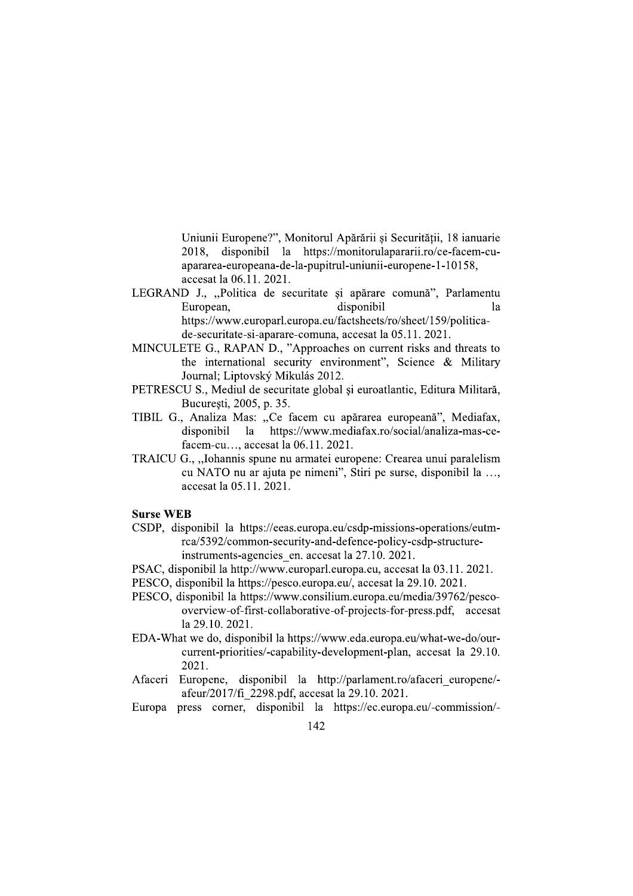Uniunii Europene?", Monitorul Apărării şi Securităţii, 18 ianuarie 2018, disponibil la https://monitorulapararii.ro/ce-facem-cu-apararea-europeana-de-la-pupitrul-uniunii-europene-1-10158, accesat la 06.11. 2021.

LEGRAND J., „Politica de securitate şi apărare comună", Parlamentu European, disponibil la https://www.europarl.europa.eu/factsheets/ro/sheet/159/politica-de-securitate-si-aparare-comuna, accesat la 05.11. 2021.

MINCULETE G., RAPAN D., "Approaches on current risks and threats to the international security environment", Science & Military Journal; Liptovský Mikulás 2012.

PETRESCU S., Mediul de securitate global şi euroatlantic, Editura Militară, Bucureşti, 2005, p. 35.

TIBIL G., Analiza Mas: „Ce facem cu apărarea europeană", Mediafax, disponibil la https://www.mediafax.ro/social/analiza-mas-ce-facem-cu…, accesat la 06.11. 2021.

TRAICU G., „Iohannis spune nu armatei europene: Crearea unui paralelism cu NATO nu ar ajuta pe nimeni", Stiri pe surse, disponibil la …, accesat la 05.11. 2021.

**Surse WEB**

CSDP, disponibil la https://eeas.europa.eu/csdp-missions-operations/eutm-rca/5392/common-security-and-defence-policy-csdp-structure-instruments-agencies_en. accesat la 27.10. 2021.

PSAC, disponibil la http://www.europarl.europa.eu, accesat la 03.11. 2021.

PESCO, disponibil la https://pesco.europa.eu/, accesat la 29.10. 2021.

PESCO, disponibil la https://www.consilium.europa.eu/media/39762/pesco-overview-of-first-collaborative-of-projects-for-press.pdf, accesat la 29.10. 2021.

EDA-What we do, disponibil la https://www.eda.europa.eu/what-we-do/our-current-priorities/-capability-development-plan, accesat la 29.10. 2021.

Afaceri Europene, disponibil la http://parlament.ro/afaceri_europene/-afeur/2017/fi_2298.pdf, accesat la 29.10. 2021.

Europa press corner, disponibil la https://ec.europa.eu/-commission/-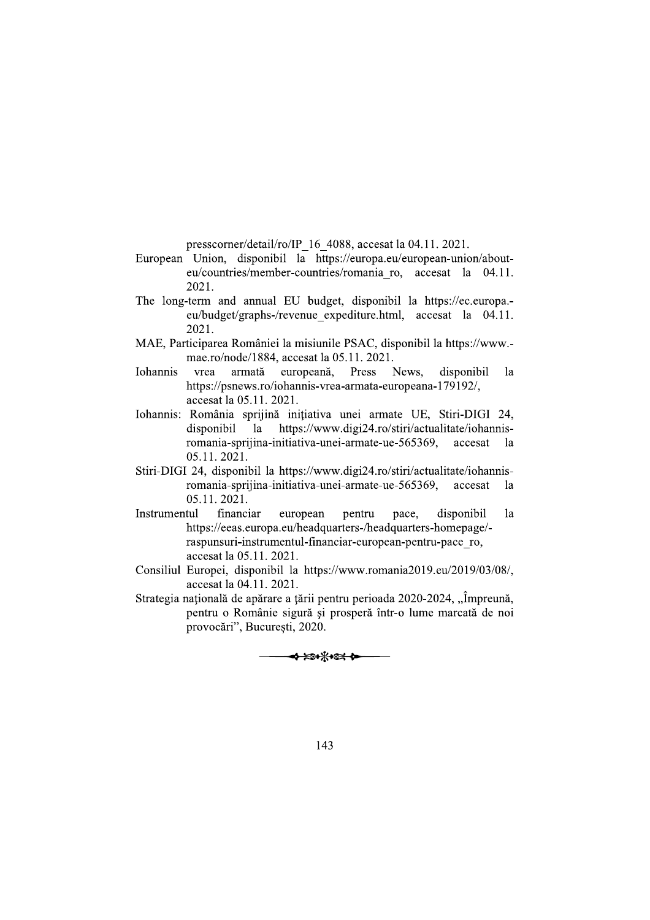presscorner/detail/ro/IP_16_4088, accesat la 04.11. 2021.

European Union, disponibil la https://europa.eu/european-union/about-eu/countries/member-countries/romania_ro, accesat la 04.11. 2021.

The long-term and annual EU budget, disponibil la https://ec.europa.-eu/budget/graphs-/revenue_expediture.html, accesat la 04.11. 2021.

MAE, Participarea României la misiunile PSAC, disponibil la https://www.-mae.ro/node/1884, accesat la 05.11. 2021.

Iohannis vrea armată europeană, Press News, disponibil la https://psnews.ro/iohannis-vrea-armata-europeana-179192/, accesat la 05.11. 2021.

Iohannis: România sprijină inițiativa unei armate UE, Stiri-DIGI 24, disponibil la https://www.digi24.ro/stiri/actualitate/iohannis-romania-sprijina-initiativa-unei-armate-ue-565369, accesat la 05.11. 2021.

Stiri-DIGI 24, disponibil la https://www.digi24.ro/stiri/actualitate/iohannis-romania-sprijina-initiativa-unei-armate-ue-565369, accesat la 05.11. 2021.

Instrumentul financiar european pentru pace, disponibil la https://eeas.europa.eu/headquarters-/headquarters-homepage/-raspunsuri-instrumentul-financiar-european-pentru-pace_ro, accesat la 05.11. 2021.

Consiliul Europei, disponibil la https://www.romania2019.eu/2019/03/08/, accesat la 04.11. 2021.

Strategia națională de apărare a țării pentru perioada 2020-2024, „Împreună, pentru o Românie sigură și prosperă într-o lume marcată de noi provocări”, București, 2020.